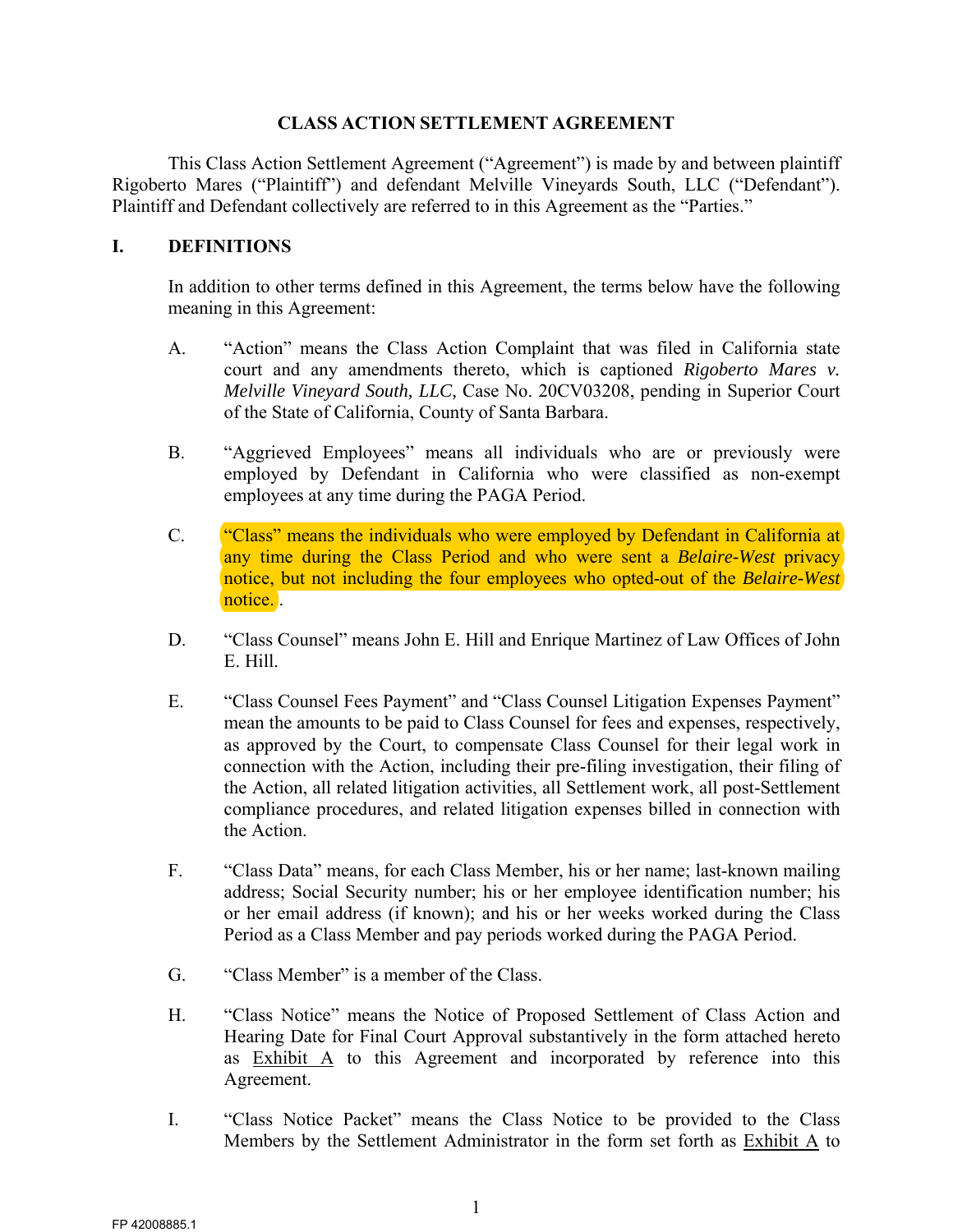# CLASS ACTION SETTLEMENT AGREEMENT

This Class Action Settlement Agreement ("Agreement") is made by and between plaintiff Rigoberto Mares ("Plaintiff") and defendant Melville Vineyards South, LLC ("Defendant"). Plaintiff and Defendant collectively are referred to in this Agreement as the "Parties."

## I. DEFINITIONS

In addition to other terms defined in this Agreement, the terms below have the following meaning in this Agreement:

A. "Action" means the Class Action Complaint that was filed in California state court and any amendments thereto, which is captioned *Rigoberto Mares v. Melville Vineyard South, LLC,* Case No. 20CV03208, pending in Superior Court of the State of California, County of Santa Barbara.

B. "Aggrieved Employees" means all individuals who are or previously were employed by Defendant in California who were classified as non-exempt employees at any time during the PAGA Period.

C. "Class" means the individuals who were employed by Defendant in California at any time during the Class Period and who were sent a *Belaire-West* privacy notice, but not including the four employees who opted-out of the *Belaire-West* notice. .

D. "Class Counsel" means John E. Hill and Enrique Martinez of Law Offices of John E. Hill.

E. "Class Counsel Fees Payment" and "Class Counsel Litigation Expenses Payment" mean the amounts to be paid to Class Counsel for fees and expenses, respectively, as approved by the Court, to compensate Class Counsel for their legal work in connection with the Action, including their pre-filing investigation, their filing of the Action, all related litigation activities, all Settlement work, all post-Settlement compliance procedures, and related litigation expenses billed in connection with the Action.

F. "Class Data" means, for each Class Member, his or her name; last-known mailing address; Social Security number; his or her employee identification number; his or her email address (if known); and his or her weeks worked during the Class Period as a Class Member and pay periods worked during the PAGA Period.

G. "Class Member" is a member of the Class.

H. "Class Notice" means the Notice of Proposed Settlement of Class Action and Hearing Date for Final Court Approval substantively in the form attached hereto as Exhibit A to this Agreement and incorporated by reference into this Agreement.

I. "Class Notice Packet" means the Class Notice to be provided to the Class Members by the Settlement Administrator in the form set forth as Exhibit A to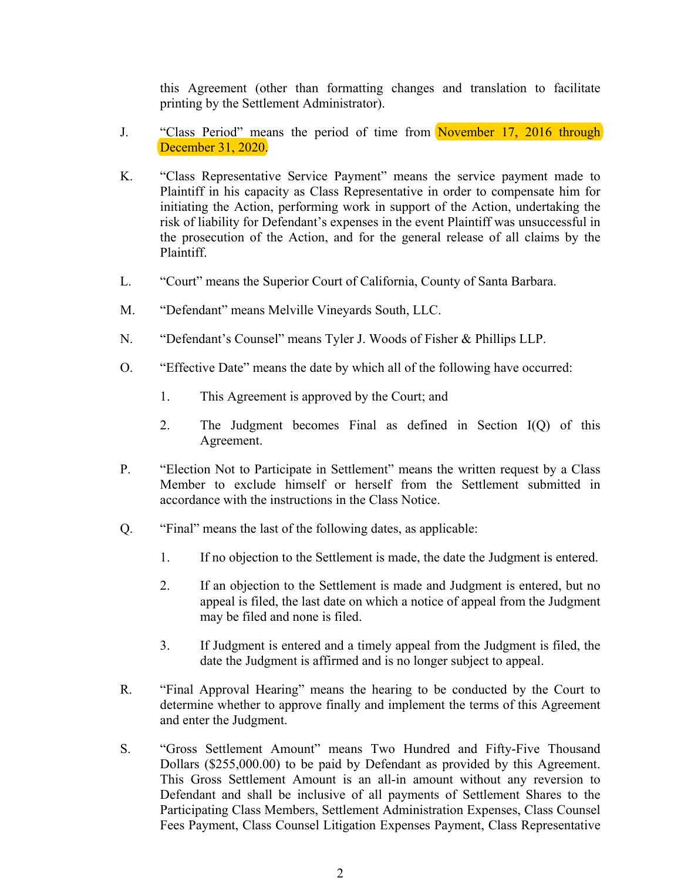this Agreement (other than formatting changes and translation to facilitate printing by the Settlement Administrator).

J. "Class Period" means the period of time from November 17, 2016 through December 31, 2020.

K. "Class Representative Service Payment" means the service payment made to Plaintiff in his capacity as Class Representative in order to compensate him for initiating the Action, performing work in support of the Action, undertaking the risk of liability for Defendant's expenses in the event Plaintiff was unsuccessful in the prosecution of the Action, and for the general release of all claims by the Plaintiff.

L. "Court" means the Superior Court of California, County of Santa Barbara.

M. "Defendant" means Melville Vineyards South, LLC.

N. "Defendant's Counsel" means Tyler J. Woods of Fisher & Phillips LLP.

O. "Effective Date" means the date by which all of the following have occurred:

1. This Agreement is approved by the Court; and

2. The Judgment becomes Final as defined in Section I(Q) of this Agreement.

P. "Election Not to Participate in Settlement" means the written request by a Class Member to exclude himself or herself from the Settlement submitted in accordance with the instructions in the Class Notice.

Q. "Final" means the last of the following dates, as applicable:

1. If no objection to the Settlement is made, the date the Judgment is entered.

2. If an objection to the Settlement is made and Judgment is entered, but no appeal is filed, the last date on which a notice of appeal from the Judgment may be filed and none is filed.

3. If Judgment is entered and a timely appeal from the Judgment is filed, the date the Judgment is affirmed and is no longer subject to appeal.

R. "Final Approval Hearing" means the hearing to be conducted by the Court to determine whether to approve finally and implement the terms of this Agreement and enter the Judgment.

S. "Gross Settlement Amount" means Two Hundred and Fifty-Five Thousand Dollars ($255,000.00) to be paid by Defendant as provided by this Agreement. This Gross Settlement Amount is an all-in amount without any reversion to Defendant and shall be inclusive of all payments of Settlement Shares to the Participating Class Members, Settlement Administration Expenses, Class Counsel Fees Payment, Class Counsel Litigation Expenses Payment, Class Representative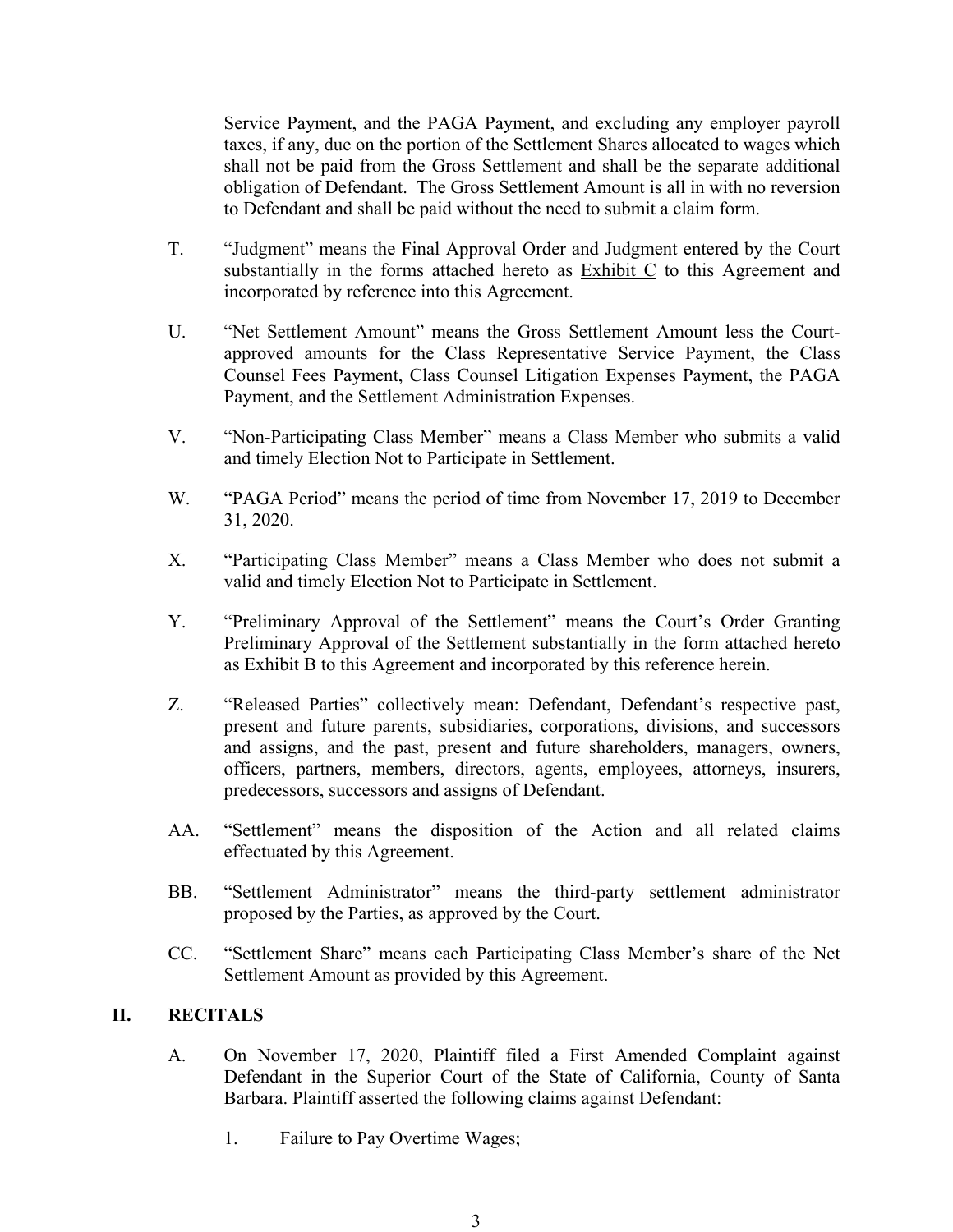Service Payment, and the PAGA Payment, and excluding any employer payroll taxes, if any, due on the portion of the Settlement Shares allocated to wages which shall not be paid from the Gross Settlement and shall be the separate additional obligation of Defendant. The Gross Settlement Amount is all in with no reversion to Defendant and shall be paid without the need to submit a claim form.

T. "Judgment" means the Final Approval Order and Judgment entered by the Court substantially in the forms attached hereto as Exhibit C to this Agreement and incorporated by reference into this Agreement.

U. "Net Settlement Amount" means the Gross Settlement Amount less the Court-approved amounts for the Class Representative Service Payment, the Class Counsel Fees Payment, Class Counsel Litigation Expenses Payment, the PAGA Payment, and the Settlement Administration Expenses.

V. "Non-Participating Class Member" means a Class Member who submits a valid and timely Election Not to Participate in Settlement.

W. "PAGA Period" means the period of time from November 17, 2019 to December 31, 2020.

X. "Participating Class Member" means a Class Member who does not submit a valid and timely Election Not to Participate in Settlement.

Y. "Preliminary Approval of the Settlement" means the Court's Order Granting Preliminary Approval of the Settlement substantially in the form attached hereto as Exhibit B to this Agreement and incorporated by this reference herein.

Z. "Released Parties" collectively mean: Defendant, Defendant's respective past, present and future parents, subsidiaries, corporations, divisions, and successors and assigns, and the past, present and future shareholders, managers, owners, officers, partners, members, directors, agents, employees, attorneys, insurers, predecessors, successors and assigns of Defendant.

AA. "Settlement" means the disposition of the Action and all related claims effectuated by this Agreement.

BB. "Settlement Administrator" means the third-party settlement administrator proposed by the Parties, as approved by the Court.

CC. "Settlement Share" means each Participating Class Member's share of the Net Settlement Amount as provided by this Agreement.

## II. RECITALS

A. On November 17, 2020, Plaintiff filed a First Amended Complaint against Defendant in the Superior Court of the State of California, County of Santa Barbara. Plaintiff asserted the following claims against Defendant:

1. Failure to Pay Overtime Wages;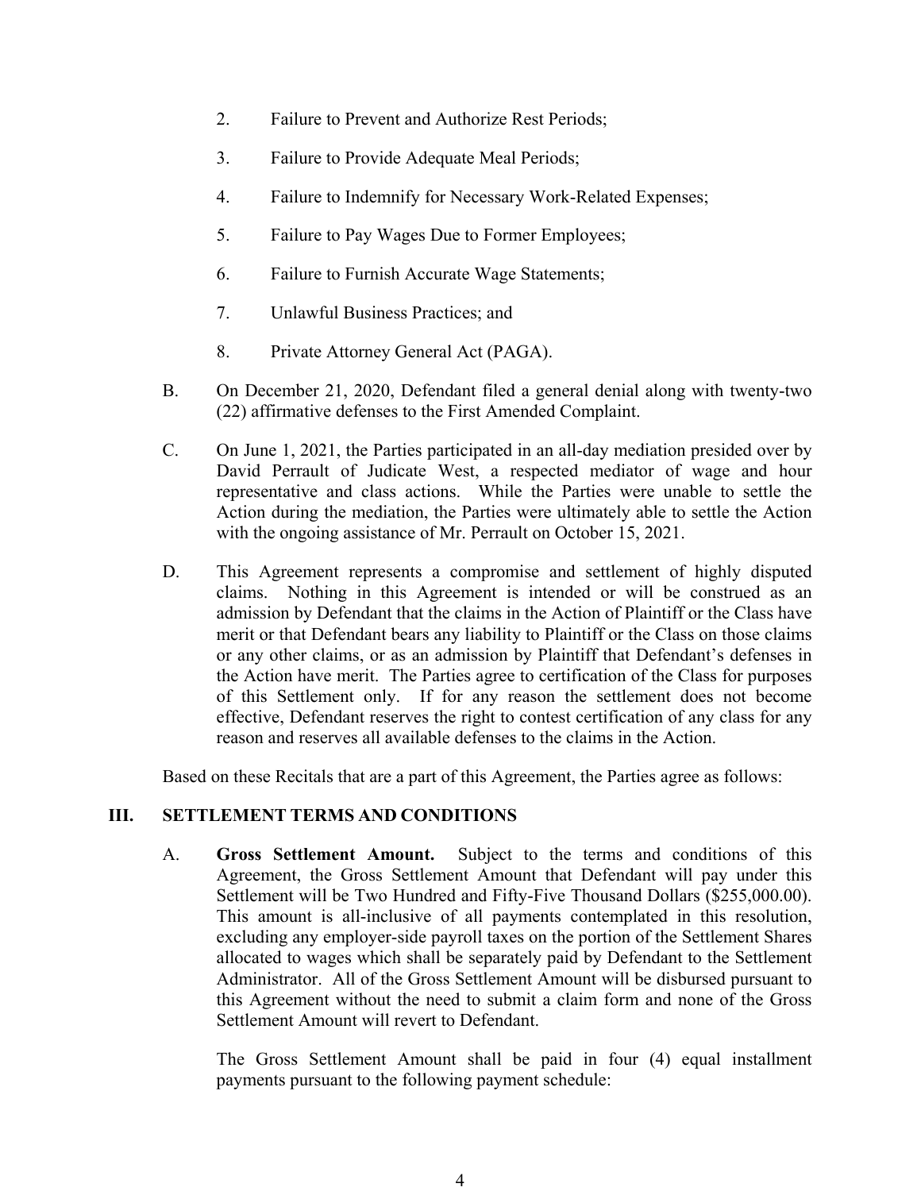2. Failure to Prevent and Authorize Rest Periods;

3. Failure to Provide Adequate Meal Periods;

4. Failure to Indemnify for Necessary Work-Related Expenses;

5. Failure to Pay Wages Due to Former Employees;

6. Failure to Furnish Accurate Wage Statements;

7. Unlawful Business Practices; and

8. Private Attorney General Act (PAGA).

B. On December 21, 2020, Defendant filed a general denial along with twenty-two (22) affirmative defenses to the First Amended Complaint.

C. On June 1, 2021, the Parties participated in an all-day mediation presided over by David Perrault of Judicate West, a respected mediator of wage and hour representative and class actions. While the Parties were unable to settle the Action during the mediation, the Parties were ultimately able to settle the Action with the ongoing assistance of Mr. Perrault on October 15, 2021.

D. This Agreement represents a compromise and settlement of highly disputed claims. Nothing in this Agreement is intended or will be construed as an admission by Defendant that the claims in the Action of Plaintiff or the Class have merit or that Defendant bears any liability to Plaintiff or the Class on those claims or any other claims, or as an admission by Plaintiff that Defendant's defenses in the Action have merit. The Parties agree to certification of the Class for purposes of this Settlement only. If for any reason the settlement does not become effective, Defendant reserves the right to contest certification of any class for any reason and reserves all available defenses to the claims in the Action.

Based on these Recitals that are a part of this Agreement, the Parties agree as follows:

## III. SETTLEMENT TERMS AND CONDITIONS

A. **Gross Settlement Amount.** Subject to the terms and conditions of this Agreement, the Gross Settlement Amount that Defendant will pay under this Settlement will be Two Hundred and Fifty-Five Thousand Dollars ($255,000.00). This amount is all-inclusive of all payments contemplated in this resolution, excluding any employer-side payroll taxes on the portion of the Settlement Shares allocated to wages which shall be separately paid by Defendant to the Settlement Administrator. All of the Gross Settlement Amount will be disbursed pursuant to this Agreement without the need to submit a claim form and none of the Gross Settlement Amount will revert to Defendant.

The Gross Settlement Amount shall be paid in four (4) equal installment payments pursuant to the following payment schedule: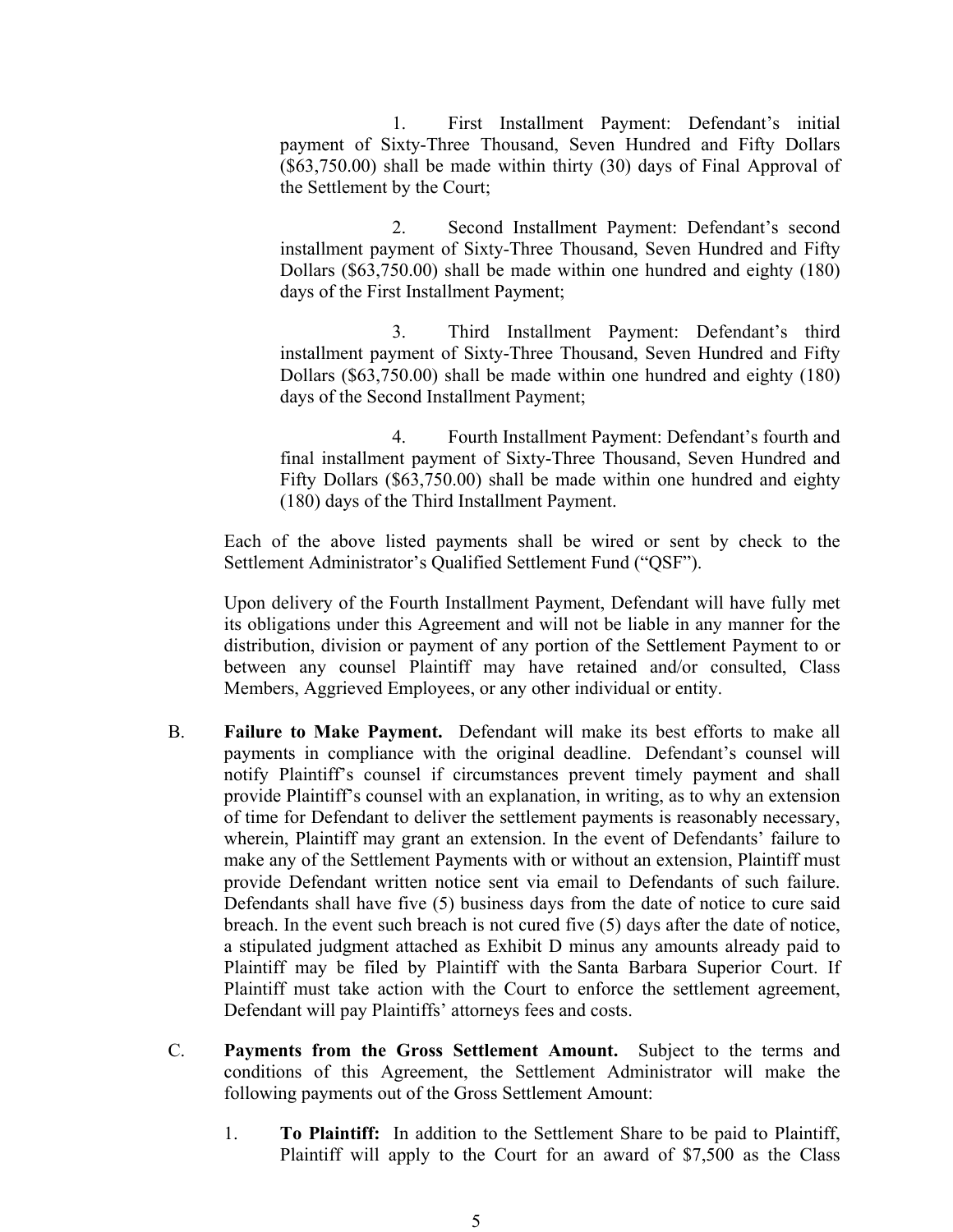1. First Installment Payment: Defendant's initial payment of Sixty-Three Thousand, Seven Hundred and Fifty Dollars ($63,750.00) shall be made within thirty (30) days of Final Approval of the Settlement by the Court;

2. Second Installment Payment: Defendant's second installment payment of Sixty-Three Thousand, Seven Hundred and Fifty Dollars ($63,750.00) shall be made within one hundred and eighty (180) days of the First Installment Payment;

3. Third Installment Payment: Defendant's third installment payment of Sixty-Three Thousand, Seven Hundred and Fifty Dollars ($63,750.00) shall be made within one hundred and eighty (180) days of the Second Installment Payment;

4. Fourth Installment Payment: Defendant's fourth and final installment payment of Sixty-Three Thousand, Seven Hundred and Fifty Dollars ($63,750.00) shall be made within one hundred and eighty (180) days of the Third Installment Payment.

Each of the above listed payments shall be wired or sent by check to the Settlement Administrator's Qualified Settlement Fund ("QSF").

Upon delivery of the Fourth Installment Payment, Defendant will have fully met its obligations under this Agreement and will not be liable in any manner for the distribution, division or payment of any portion of the Settlement Payment to or between any counsel Plaintiff may have retained and/or consulted, Class Members, Aggrieved Employees, or any other individual or entity.

B. **Failure to Make Payment.** Defendant will make its best efforts to make all payments in compliance with the original deadline. Defendant's counsel will notify Plaintiff's counsel if circumstances prevent timely payment and shall provide Plaintiff's counsel with an explanation, in writing, as to why an extension of time for Defendant to deliver the settlement payments is reasonably necessary, wherein, Plaintiff may grant an extension. In the event of Defendants' failure to make any of the Settlement Payments with or without an extension, Plaintiff must provide Defendant written notice sent via email to Defendants of such failure. Defendants shall have five (5) business days from the date of notice to cure said breach. In the event such breach is not cured five (5) days after the date of notice, a stipulated judgment attached as Exhibit D minus any amounts already paid to Plaintiff may be filed by Plaintiff with the Santa Barbara Superior Court. If Plaintiff must take action with the Court to enforce the settlement agreement, Defendant will pay Plaintiffs' attorneys fees and costs.

C. **Payments from the Gross Settlement Amount.** Subject to the terms and conditions of this Agreement, the Settlement Administrator will make the following payments out of the Gross Settlement Amount:

1. **To Plaintiff:** In addition to the Settlement Share to be paid to Plaintiff, Plaintiff will apply to the Court for an award of $7,500 as the Class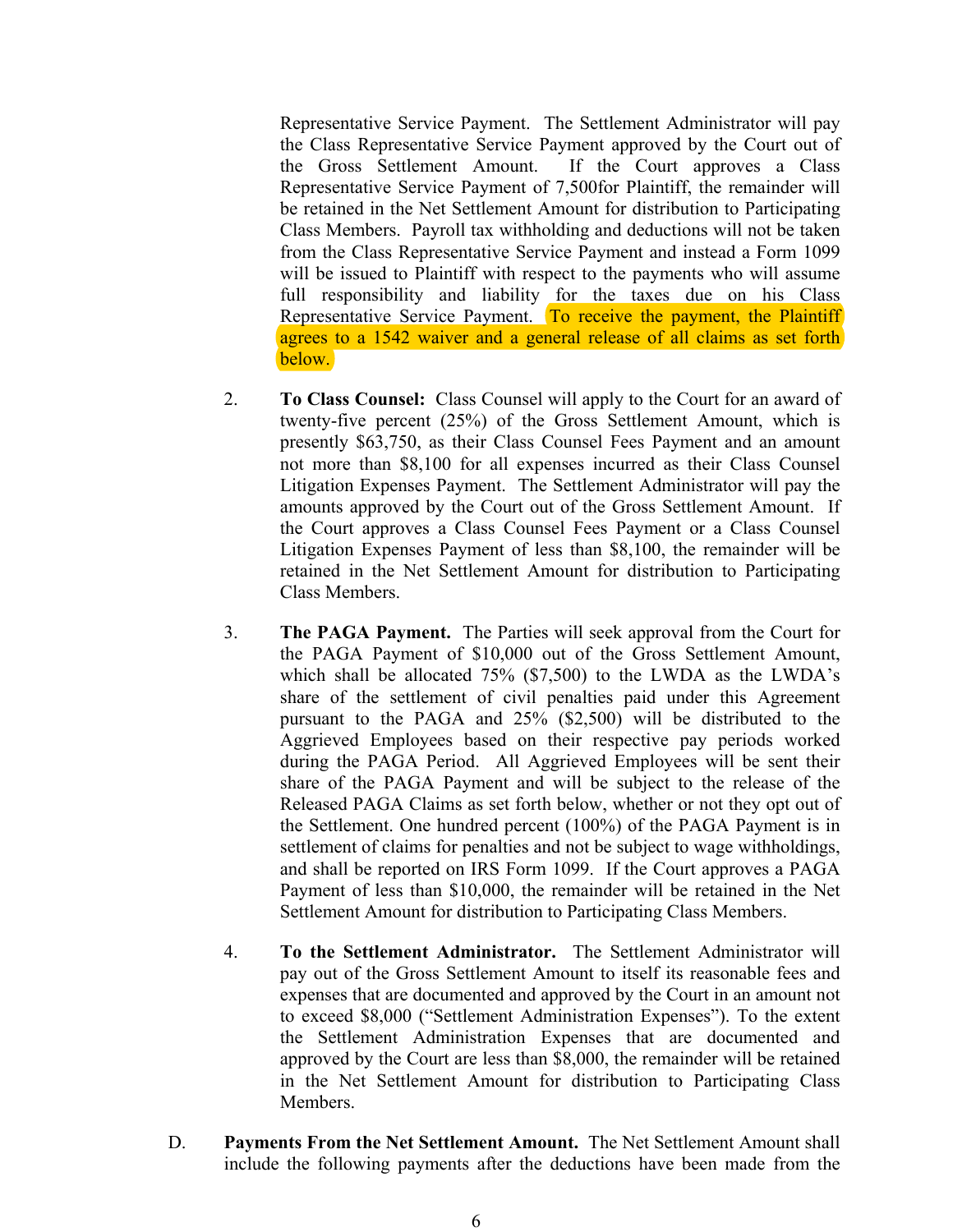Representative Service Payment. The Settlement Administrator will pay the Class Representative Service Payment approved by the Court out of the Gross Settlement Amount. If the Court approves a Class Representative Service Payment of 7,500for Plaintiff, the remainder will be retained in the Net Settlement Amount for distribution to Participating Class Members. Payroll tax withholding and deductions will not be taken from the Class Representative Service Payment and instead a Form 1099 will be issued to Plaintiff with respect to the payments who will assume full responsibility and liability for the taxes due on his Class Representative Service Payment. To receive the payment, the Plaintiff agrees to a 1542 waiver and a general release of all claims as set forth below.

2. **To Class Counsel:** Class Counsel will apply to the Court for an award of twenty-five percent (25%) of the Gross Settlement Amount, which is presently $63,750, as their Class Counsel Fees Payment and an amount not more than $8,100 for all expenses incurred as their Class Counsel Litigation Expenses Payment. The Settlement Administrator will pay the amounts approved by the Court out of the Gross Settlement Amount. If the Court approves a Class Counsel Fees Payment or a Class Counsel Litigation Expenses Payment of less than $8,100, the remainder will be retained in the Net Settlement Amount for distribution to Participating Class Members.

3. **The PAGA Payment.** The Parties will seek approval from the Court for the PAGA Payment of $10,000 out of the Gross Settlement Amount, which shall be allocated 75% ($7,500) to the LWDA as the LWDA's share of the settlement of civil penalties paid under this Agreement pursuant to the PAGA and 25% ($2,500) will be distributed to the Aggrieved Employees based on their respective pay periods worked during the PAGA Period. All Aggrieved Employees will be sent their share of the PAGA Payment and will be subject to the release of the Released PAGA Claims as set forth below, whether or not they opt out of the Settlement. One hundred percent (100%) of the PAGA Payment is in settlement of claims for penalties and not be subject to wage withholdings, and shall be reported on IRS Form 1099. If the Court approves a PAGA Payment of less than $10,000, the remainder will be retained in the Net Settlement Amount for distribution to Participating Class Members.

4. **To the Settlement Administrator.** The Settlement Administrator will pay out of the Gross Settlement Amount to itself its reasonable fees and expenses that are documented and approved by the Court in an amount not to exceed $8,000 ("Settlement Administration Expenses"). To the extent the Settlement Administration Expenses that are documented and approved by the Court are less than $8,000, the remainder will be retained in the Net Settlement Amount for distribution to Participating Class Members.

D. **Payments From the Net Settlement Amount.** The Net Settlement Amount shall include the following payments after the deductions have been made from the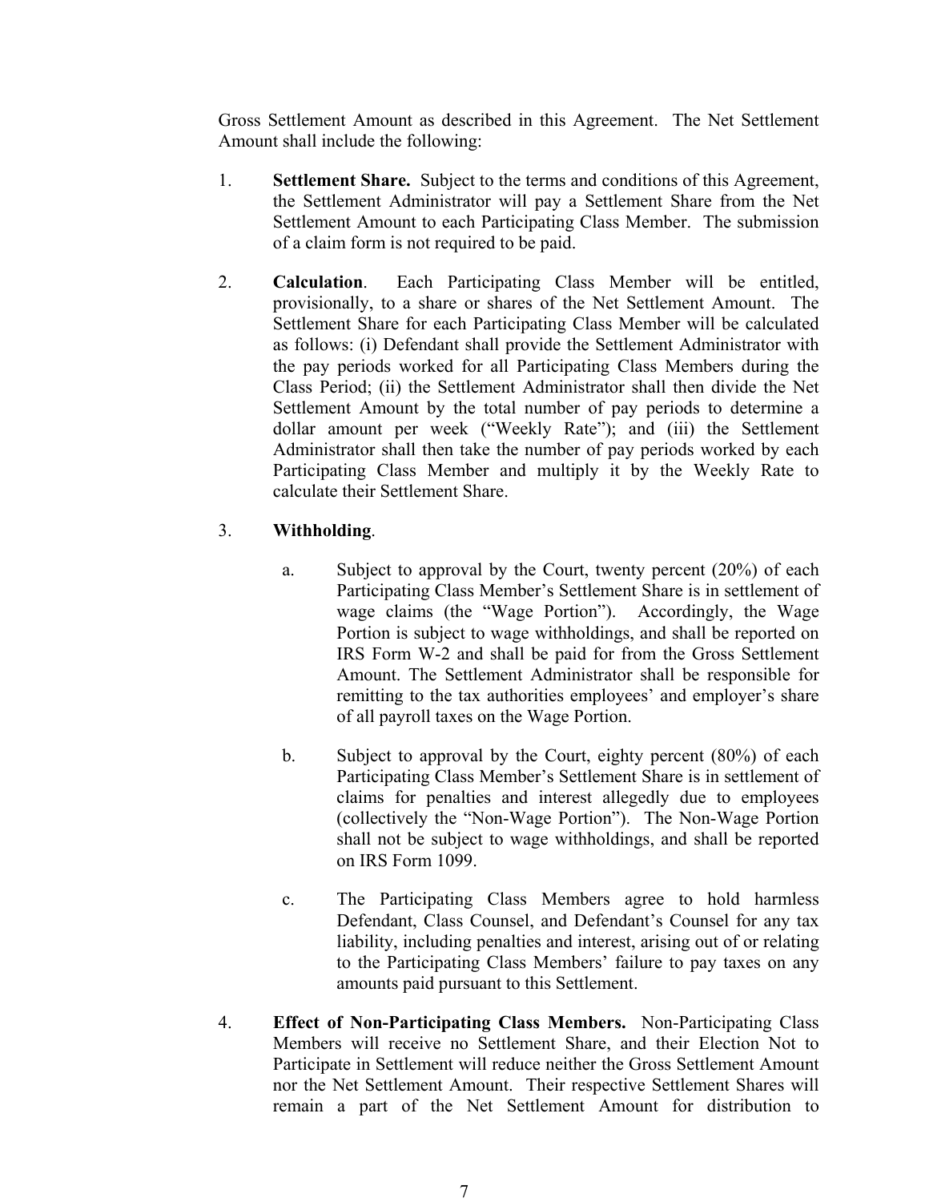Gross Settlement Amount as described in this Agreement. The Net Settlement Amount shall include the following:

1. **Settlement Share.** Subject to the terms and conditions of this Agreement, the Settlement Administrator will pay a Settlement Share from the Net Settlement Amount to each Participating Class Member. The submission of a claim form is not required to be paid.

2. **Calculation**. Each Participating Class Member will be entitled, provisionally, to a share or shares of the Net Settlement Amount. The Settlement Share for each Participating Class Member will be calculated as follows: (i) Defendant shall provide the Settlement Administrator with the pay periods worked for all Participating Class Members during the Class Period; (ii) the Settlement Administrator shall then divide the Net Settlement Amount by the total number of pay periods to determine a dollar amount per week ("Weekly Rate"); and (iii) the Settlement Administrator shall then take the number of pay periods worked by each Participating Class Member and multiply it by the Weekly Rate to calculate their Settlement Share.

3. **Withholding**.

   a. Subject to approval by the Court, twenty percent (20%) of each Participating Class Member's Settlement Share is in settlement of wage claims (the "Wage Portion"). Accordingly, the Wage Portion is subject to wage withholdings, and shall be reported on IRS Form W-2 and shall be paid for from the Gross Settlement Amount. The Settlement Administrator shall be responsible for remitting to the tax authorities employees' and employer's share of all payroll taxes on the Wage Portion.

   b. Subject to approval by the Court, eighty percent (80%) of each Participating Class Member's Settlement Share is in settlement of claims for penalties and interest allegedly due to employees (collectively the "Non-Wage Portion"). The Non-Wage Portion shall not be subject to wage withholdings, and shall be reported on IRS Form 1099.

   c. The Participating Class Members agree to hold harmless Defendant, Class Counsel, and Defendant's Counsel for any tax liability, including penalties and interest, arising out of or relating to the Participating Class Members' failure to pay taxes on any amounts paid pursuant to this Settlement.

4. **Effect of Non-Participating Class Members.** Non-Participating Class Members will receive no Settlement Share, and their Election Not to Participate in Settlement will reduce neither the Gross Settlement Amount nor the Net Settlement Amount. Their respective Settlement Shares will remain a part of the Net Settlement Amount for distribution to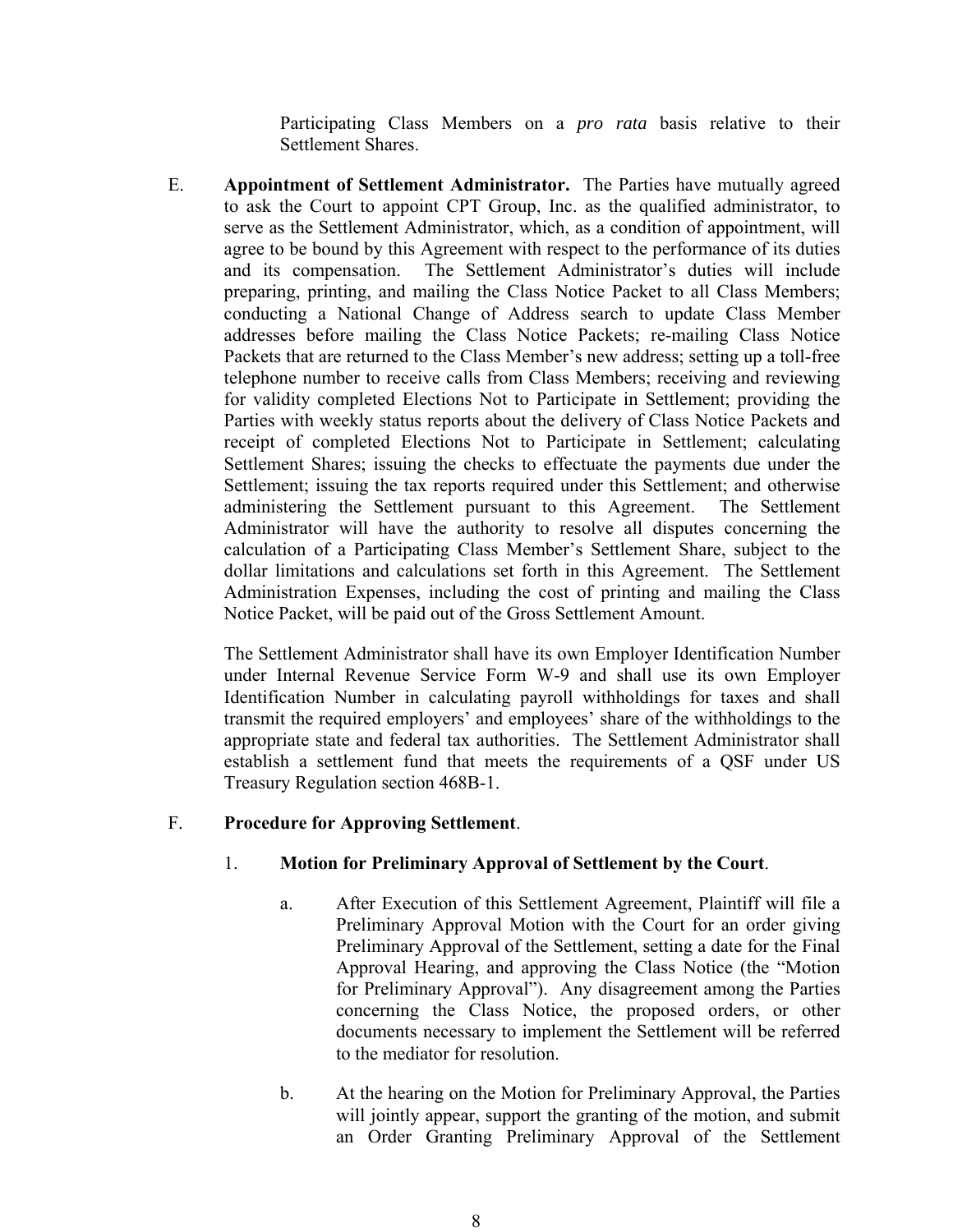Participating Class Members on a *pro rata* basis relative to their Settlement Shares.

E. **Appointment of Settlement Administrator.** The Parties have mutually agreed to ask the Court to appoint CPT Group, Inc. as the qualified administrator, to serve as the Settlement Administrator, which, as a condition of appointment, will agree to be bound by this Agreement with respect to the performance of its duties and its compensation. The Settlement Administrator's duties will include preparing, printing, and mailing the Class Notice Packet to all Class Members; conducting a National Change of Address search to update Class Member addresses before mailing the Class Notice Packets; re-mailing Class Notice Packets that are returned to the Class Member's new address; setting up a toll-free telephone number to receive calls from Class Members; receiving and reviewing for validity completed Elections Not to Participate in Settlement; providing the Parties with weekly status reports about the delivery of Class Notice Packets and receipt of completed Elections Not to Participate in Settlement; calculating Settlement Shares; issuing the checks to effectuate the payments due under the Settlement; issuing the tax reports required under this Settlement; and otherwise administering the Settlement pursuant to this Agreement. The Settlement Administrator will have the authority to resolve all disputes concerning the calculation of a Participating Class Member's Settlement Share, subject to the dollar limitations and calculations set forth in this Agreement. The Settlement Administration Expenses, including the cost of printing and mailing the Class Notice Packet, will be paid out of the Gross Settlement Amount.

The Settlement Administrator shall have its own Employer Identification Number under Internal Revenue Service Form W-9 and shall use its own Employer Identification Number in calculating payroll withholdings for taxes and shall transmit the required employers' and employees' share of the withholdings to the appropriate state and federal tax authorities. The Settlement Administrator shall establish a settlement fund that meets the requirements of a QSF under US Treasury Regulation section 468B-1.

F. **Procedure for Approving Settlement**.

1. **Motion for Preliminary Approval of Settlement by the Court**.

a. After Execution of this Settlement Agreement, Plaintiff will file a Preliminary Approval Motion with the Court for an order giving Preliminary Approval of the Settlement, setting a date for the Final Approval Hearing, and approving the Class Notice (the "Motion for Preliminary Approval"). Any disagreement among the Parties concerning the Class Notice, the proposed orders, or other documents necessary to implement the Settlement will be referred to the mediator for resolution.

b. At the hearing on the Motion for Preliminary Approval, the Parties will jointly appear, support the granting of the motion, and submit an Order Granting Preliminary Approval of the Settlement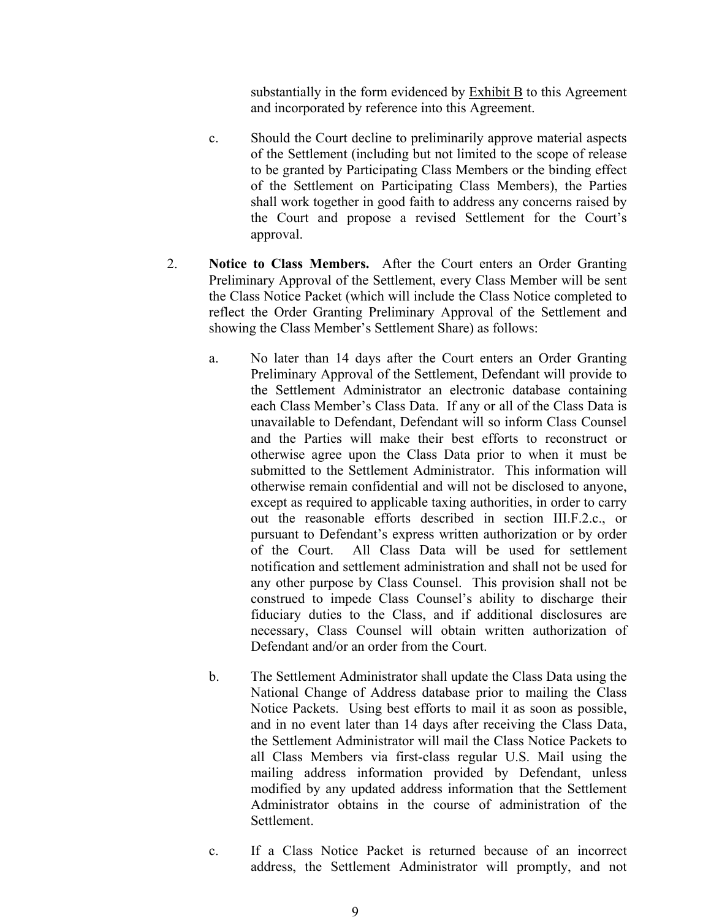substantially in the form evidenced by Exhibit B to this Agreement and incorporated by reference into this Agreement.

c. Should the Court decline to preliminarily approve material aspects of the Settlement (including but not limited to the scope of release to be granted by Participating Class Members or the binding effect of the Settlement on Participating Class Members), the Parties shall work together in good faith to address any concerns raised by the Court and propose a revised Settlement for the Court's approval.

2. **Notice to Class Members.** After the Court enters an Order Granting Preliminary Approval of the Settlement, every Class Member will be sent the Class Notice Packet (which will include the Class Notice completed to reflect the Order Granting Preliminary Approval of the Settlement and showing the Class Member's Settlement Share) as follows:

a. No later than 14 days after the Court enters an Order Granting Preliminary Approval of the Settlement, Defendant will provide to the Settlement Administrator an electronic database containing each Class Member's Class Data. If any or all of the Class Data is unavailable to Defendant, Defendant will so inform Class Counsel and the Parties will make their best efforts to reconstruct or otherwise agree upon the Class Data prior to when it must be submitted to the Settlement Administrator. This information will otherwise remain confidential and will not be disclosed to anyone, except as required to applicable taxing authorities, in order to carry out the reasonable efforts described in section III.F.2.c., or pursuant to Defendant's express written authorization or by order of the Court. All Class Data will be used for settlement notification and settlement administration and shall not be used for any other purpose by Class Counsel. This provision shall not be construed to impede Class Counsel's ability to discharge their fiduciary duties to the Class, and if additional disclosures are necessary, Class Counsel will obtain written authorization of Defendant and/or an order from the Court.

b. The Settlement Administrator shall update the Class Data using the National Change of Address database prior to mailing the Class Notice Packets. Using best efforts to mail it as soon as possible, and in no event later than 14 days after receiving the Class Data, the Settlement Administrator will mail the Class Notice Packets to all Class Members via first-class regular U.S. Mail using the mailing address information provided by Defendant, unless modified by any updated address information that the Settlement Administrator obtains in the course of administration of the Settlement.

c. If a Class Notice Packet is returned because of an incorrect address, the Settlement Administrator will promptly, and not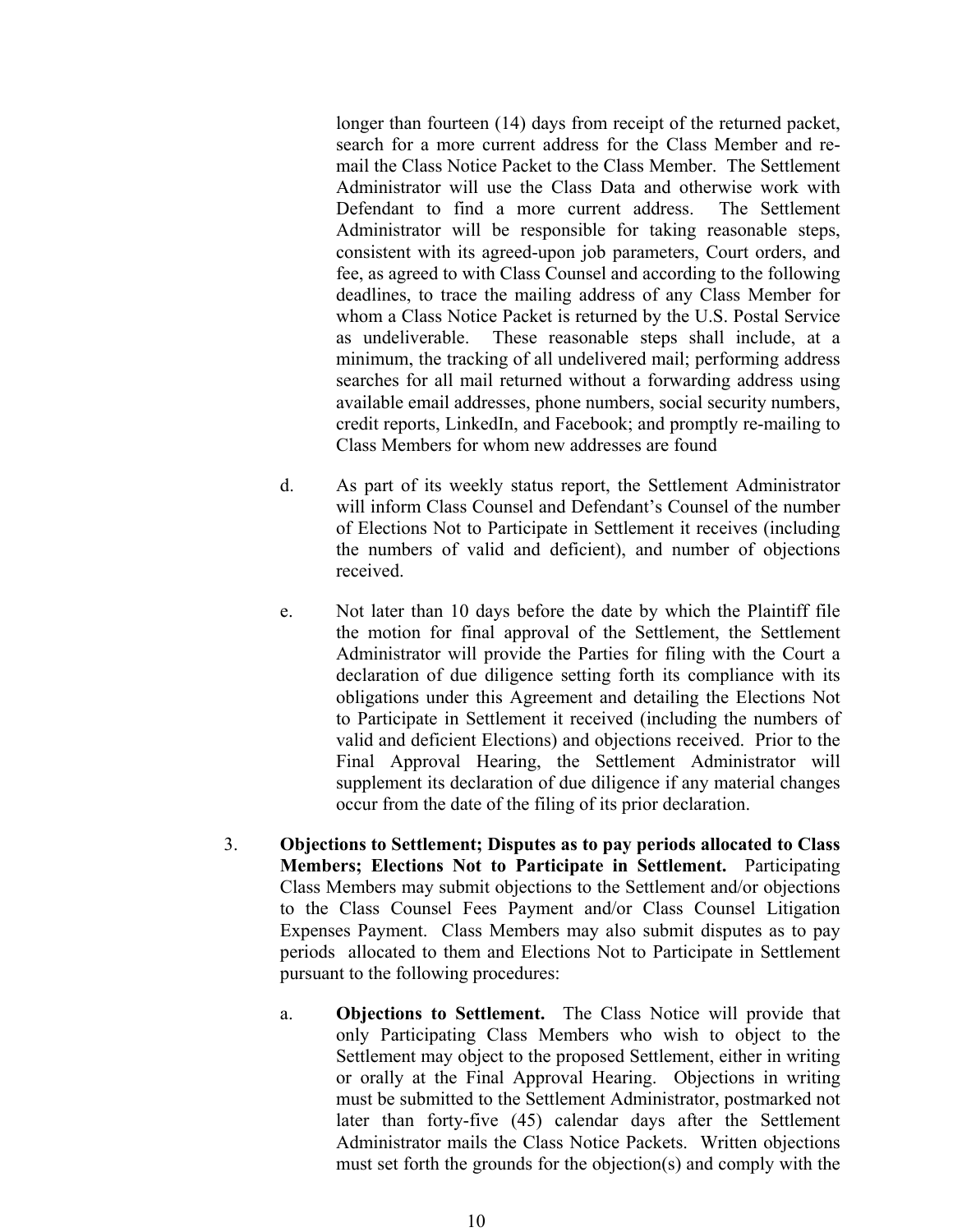longer than fourteen (14) days from receipt of the returned packet, search for a more current address for the Class Member and re-mail the Class Notice Packet to the Class Member. The Settlement Administrator will use the Class Data and otherwise work with Defendant to find a more current address. The Settlement Administrator will be responsible for taking reasonable steps, consistent with its agreed-upon job parameters, Court orders, and fee, as agreed to with Class Counsel and according to the following deadlines, to trace the mailing address of any Class Member for whom a Class Notice Packet is returned by the U.S. Postal Service as undeliverable. These reasonable steps shall include, at a minimum, the tracking of all undelivered mail; performing address searches for all mail returned without a forwarding address using available email addresses, phone numbers, social security numbers, credit reports, LinkedIn, and Facebook; and promptly re-mailing to Class Members for whom new addresses are found

d. As part of its weekly status report, the Settlement Administrator will inform Class Counsel and Defendant's Counsel of the number of Elections Not to Participate in Settlement it receives (including the numbers of valid and deficient), and number of objections received.

e. Not later than 10 days before the date by which the Plaintiff file the motion for final approval of the Settlement, the Settlement Administrator will provide the Parties for filing with the Court a declaration of due diligence setting forth its compliance with its obligations under this Agreement and detailing the Elections Not to Participate in Settlement it received (including the numbers of valid and deficient Elections) and objections received. Prior to the Final Approval Hearing, the Settlement Administrator will supplement its declaration of due diligence if any material changes occur from the date of the filing of its prior declaration.

3. **Objections to Settlement; Disputes as to pay periods allocated to Class Members; Elections Not to Participate in Settlement.** Participating Class Members may submit objections to the Settlement and/or objections to the Class Counsel Fees Payment and/or Class Counsel Litigation Expenses Payment. Class Members may also submit disputes as to pay periods allocated to them and Elections Not to Participate in Settlement pursuant to the following procedures:

a. **Objections to Settlement.** The Class Notice will provide that only Participating Class Members who wish to object to the Settlement may object to the proposed Settlement, either in writing or orally at the Final Approval Hearing. Objections in writing must be submitted to the Settlement Administrator, postmarked not later than forty-five (45) calendar days after the Settlement Administrator mails the Class Notice Packets. Written objections must set forth the grounds for the objection(s) and comply with the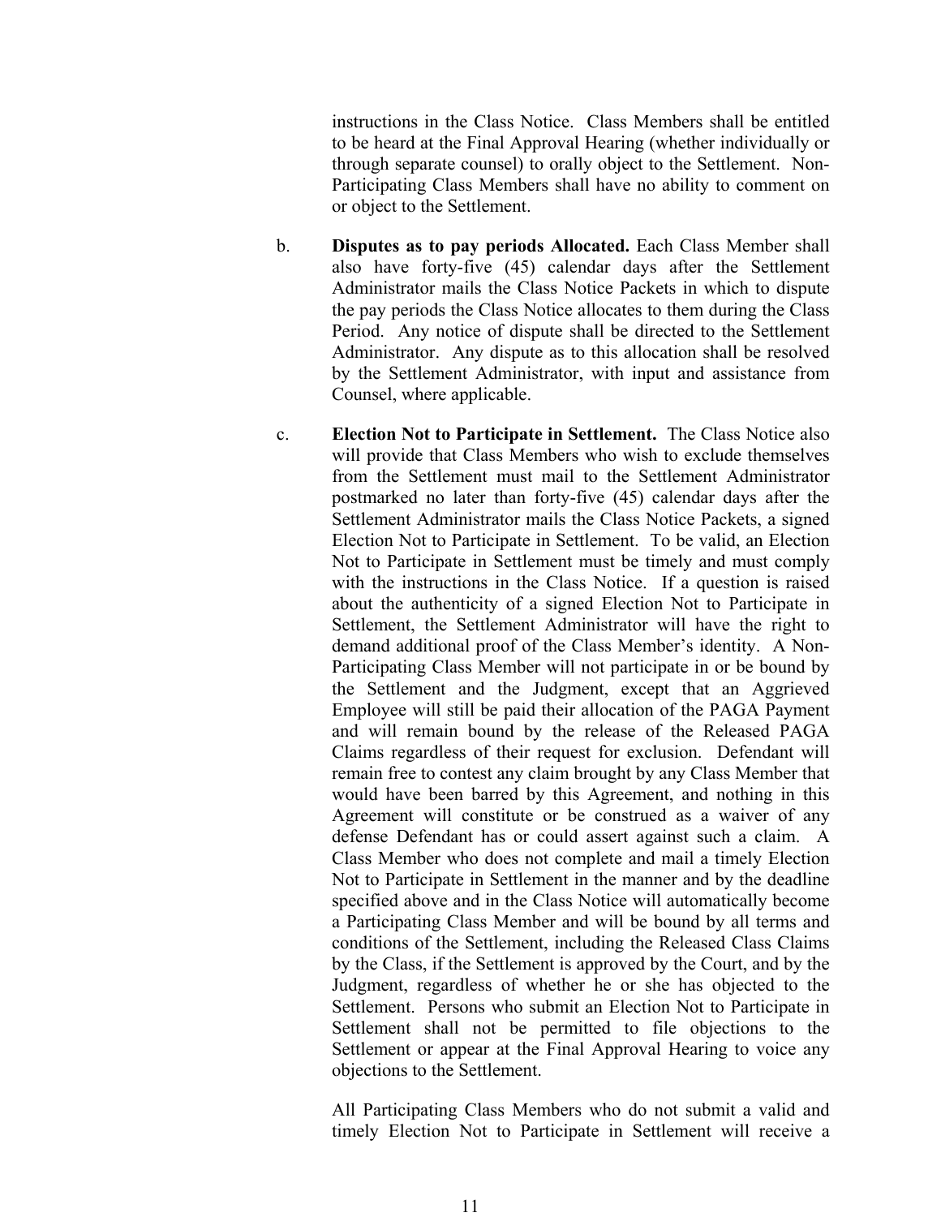instructions in the Class Notice. Class Members shall be entitled to be heard at the Final Approval Hearing (whether individually or through separate counsel) to orally object to the Settlement. Non-Participating Class Members shall have no ability to comment on or object to the Settlement.

b. **Disputes as to pay periods Allocated.** Each Class Member shall also have forty-five (45) calendar days after the Settlement Administrator mails the Class Notice Packets in which to dispute the pay periods the Class Notice allocates to them during the Class Period. Any notice of dispute shall be directed to the Settlement Administrator. Any dispute as to this allocation shall be resolved by the Settlement Administrator, with input and assistance from Counsel, where applicable.

c. **Election Not to Participate in Settlement.** The Class Notice also will provide that Class Members who wish to exclude themselves from the Settlement must mail to the Settlement Administrator postmarked no later than forty-five (45) calendar days after the Settlement Administrator mails the Class Notice Packets, a signed Election Not to Participate in Settlement. To be valid, an Election Not to Participate in Settlement must be timely and must comply with the instructions in the Class Notice. If a question is raised about the authenticity of a signed Election Not to Participate in Settlement, the Settlement Administrator will have the right to demand additional proof of the Class Member's identity. A Non-Participating Class Member will not participate in or be bound by the Settlement and the Judgment, except that an Aggrieved Employee will still be paid their allocation of the PAGA Payment and will remain bound by the release of the Released PAGA Claims regardless of their request for exclusion. Defendant will remain free to contest any claim brought by any Class Member that would have been barred by this Agreement, and nothing in this Agreement will constitute or be construed as a waiver of any defense Defendant has or could assert against such a claim. A Class Member who does not complete and mail a timely Election Not to Participate in Settlement in the manner and by the deadline specified above and in the Class Notice will automatically become a Participating Class Member and will be bound by all terms and conditions of the Settlement, including the Released Class Claims by the Class, if the Settlement is approved by the Court, and by the Judgment, regardless of whether he or she has objected to the Settlement. Persons who submit an Election Not to Participate in Settlement shall not be permitted to file objections to the Settlement or appear at the Final Approval Hearing to voice any objections to the Settlement.

All Participating Class Members who do not submit a valid and timely Election Not to Participate in Settlement will receive a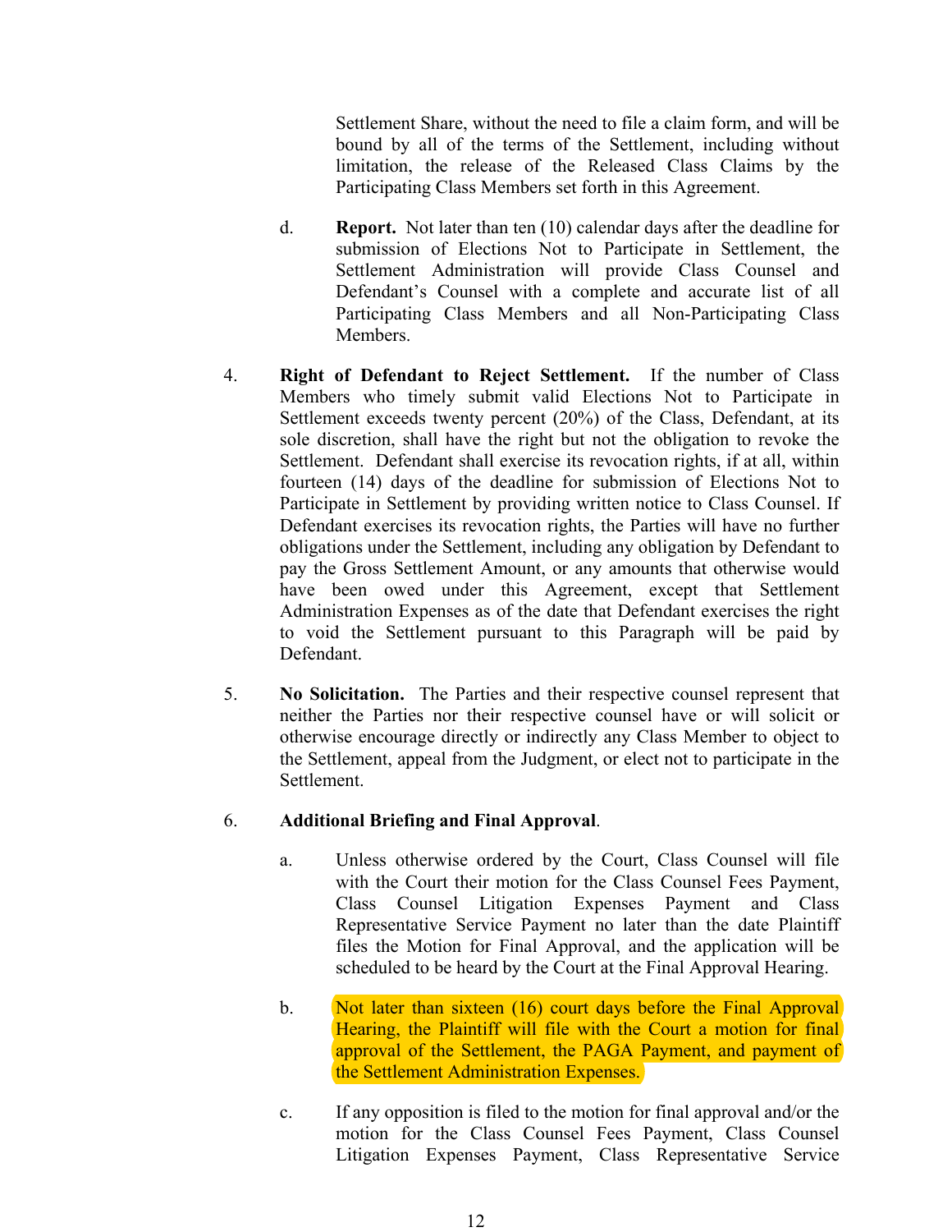Settlement Share, without the need to file a claim form, and will be bound by all of the terms of the Settlement, including without limitation, the release of the Released Class Claims by the Participating Class Members set forth in this Agreement.

d. **Report.** Not later than ten (10) calendar days after the deadline for submission of Elections Not to Participate in Settlement, the Settlement Administration will provide Class Counsel and Defendant's Counsel with a complete and accurate list of all Participating Class Members and all Non-Participating Class Members.

4. **Right of Defendant to Reject Settlement.** If the number of Class Members who timely submit valid Elections Not to Participate in Settlement exceeds twenty percent (20%) of the Class, Defendant, at its sole discretion, shall have the right but not the obligation to revoke the Settlement. Defendant shall exercise its revocation rights, if at all, within fourteen (14) days of the deadline for submission of Elections Not to Participate in Settlement by providing written notice to Class Counsel. If Defendant exercises its revocation rights, the Parties will have no further obligations under the Settlement, including any obligation by Defendant to pay the Gross Settlement Amount, or any amounts that otherwise would have been owed under this Agreement, except that Settlement Administration Expenses as of the date that Defendant exercises the right to void the Settlement pursuant to this Paragraph will be paid by Defendant.

5. **No Solicitation.** The Parties and their respective counsel represent that neither the Parties nor their respective counsel have or will solicit or otherwise encourage directly or indirectly any Class Member to object to the Settlement, appeal from the Judgment, or elect not to participate in the Settlement.

6. **Additional Briefing and Final Approval**.

a. Unless otherwise ordered by the Court, Class Counsel will file with the Court their motion for the Class Counsel Fees Payment, Class Counsel Litigation Expenses Payment and Class Representative Service Payment no later than the date Plaintiff files the Motion for Final Approval, and the application will be scheduled to be heard by the Court at the Final Approval Hearing.

b. Not later than sixteen (16) court days before the Final Approval Hearing, the Plaintiff will file with the Court a motion for final approval of the Settlement, the PAGA Payment, and payment of the Settlement Administration Expenses.

c. If any opposition is filed to the motion for final approval and/or the motion for the Class Counsel Fees Payment, Class Counsel Litigation Expenses Payment, Class Representative Service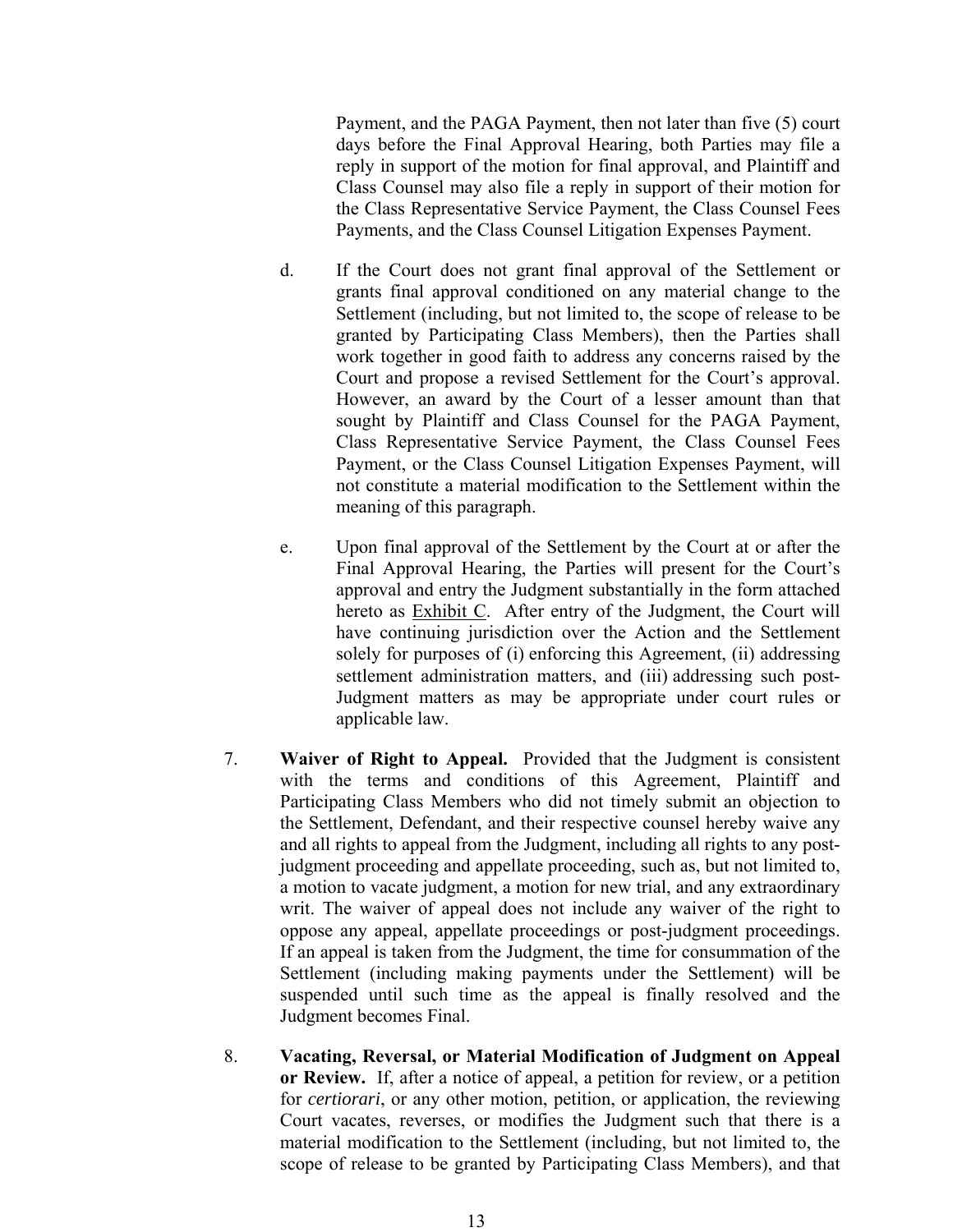Payment, and the PAGA Payment, then not later than five (5) court days before the Final Approval Hearing, both Parties may file a reply in support of the motion for final approval, and Plaintiff and Class Counsel may also file a reply in support of their motion for the Class Representative Service Payment, the Class Counsel Fees Payments, and the Class Counsel Litigation Expenses Payment.

d. If the Court does not grant final approval of the Settlement or grants final approval conditioned on any material change to the Settlement (including, but not limited to, the scope of release to be granted by Participating Class Members), then the Parties shall work together in good faith to address any concerns raised by the Court and propose a revised Settlement for the Court's approval. However, an award by the Court of a lesser amount than that sought by Plaintiff and Class Counsel for the PAGA Payment, Class Representative Service Payment, the Class Counsel Fees Payment, or the Class Counsel Litigation Expenses Payment, will not constitute a material modification to the Settlement within the meaning of this paragraph.

e. Upon final approval of the Settlement by the Court at or after the Final Approval Hearing, the Parties will present for the Court's approval and entry the Judgment substantially in the form attached hereto as Exhibit C. After entry of the Judgment, the Court will have continuing jurisdiction over the Action and the Settlement solely for purposes of (i) enforcing this Agreement, (ii) addressing settlement administration matters, and (iii) addressing such post-Judgment matters as may be appropriate under court rules or applicable law.

7. **Waiver of Right to Appeal.** Provided that the Judgment is consistent with the terms and conditions of this Agreement, Plaintiff and Participating Class Members who did not timely submit an objection to the Settlement, Defendant, and their respective counsel hereby waive any and all rights to appeal from the Judgment, including all rights to any post-judgment proceeding and appellate proceeding, such as, but not limited to, a motion to vacate judgment, a motion for new trial, and any extraordinary writ. The waiver of appeal does not include any waiver of the right to oppose any appeal, appellate proceedings or post-judgment proceedings. If an appeal is taken from the Judgment, the time for consummation of the Settlement (including making payments under the Settlement) will be suspended until such time as the appeal is finally resolved and the Judgment becomes Final.

8. **Vacating, Reversal, or Material Modification of Judgment on Appeal or Review.** If, after a notice of appeal, a petition for review, or a petition for *certiorari*, or any other motion, petition, or application, the reviewing Court vacates, reverses, or modifies the Judgment such that there is a material modification to the Settlement (including, but not limited to, the scope of release to be granted by Participating Class Members), and that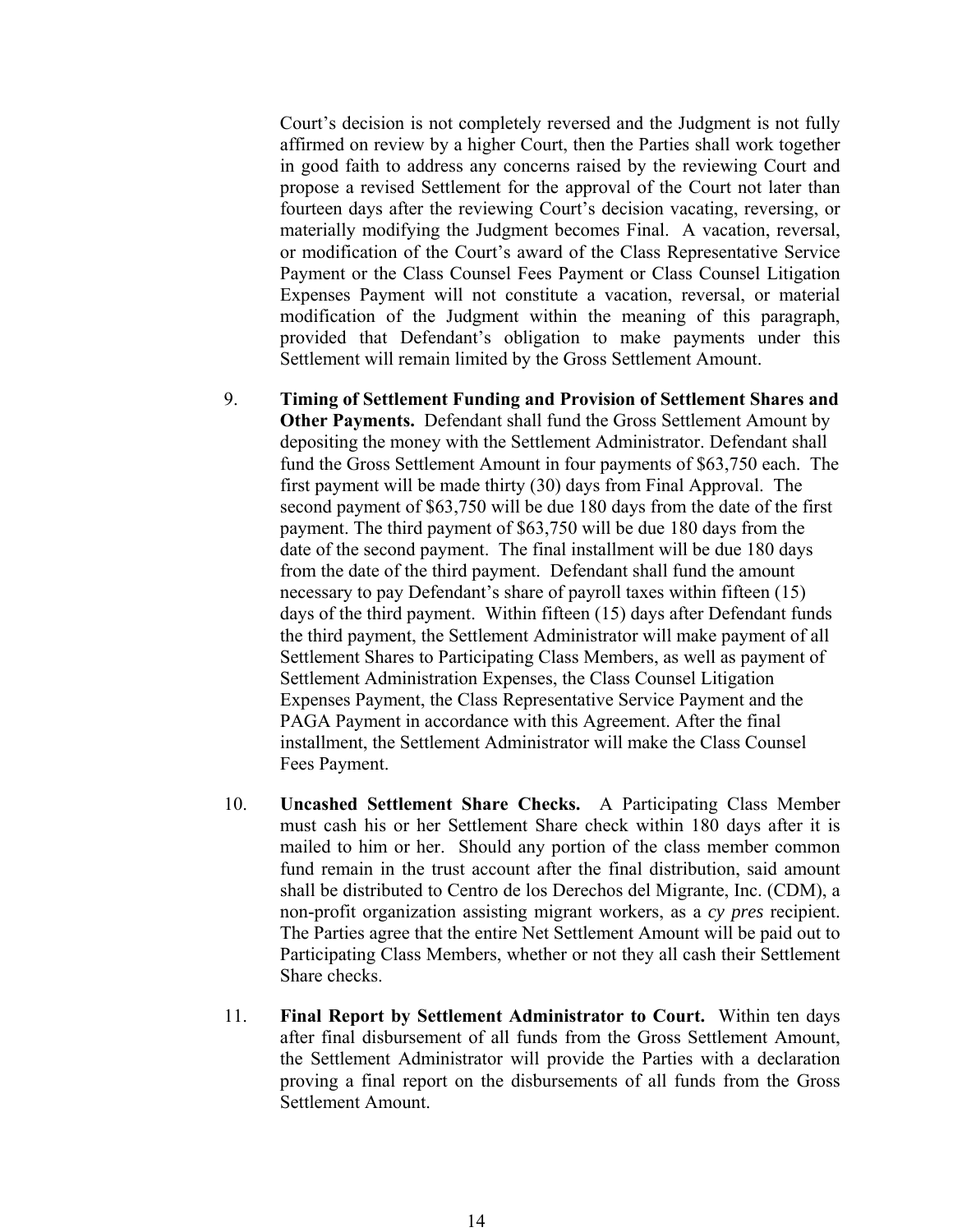Court's decision is not completely reversed and the Judgment is not fully affirmed on review by a higher Court, then the Parties shall work together in good faith to address any concerns raised by the reviewing Court and propose a revised Settlement for the approval of the Court not later than fourteen days after the reviewing Court's decision vacating, reversing, or materially modifying the Judgment becomes Final. A vacation, reversal, or modification of the Court's award of the Class Representative Service Payment or the Class Counsel Fees Payment or Class Counsel Litigation Expenses Payment will not constitute a vacation, reversal, or material modification of the Judgment within the meaning of this paragraph, provided that Defendant's obligation to make payments under this Settlement will remain limited by the Gross Settlement Amount.

9. **Timing of Settlement Funding and Provision of Settlement Shares and Other Payments.** Defendant shall fund the Gross Settlement Amount by depositing the money with the Settlement Administrator. Defendant shall fund the Gross Settlement Amount in four payments of $63,750 each. The first payment will be made thirty (30) days from Final Approval. The second payment of $63,750 will be due 180 days from the date of the first payment. The third payment of $63,750 will be due 180 days from the date of the second payment. The final installment will be due 180 days from the date of the third payment. Defendant shall fund the amount necessary to pay Defendant's share of payroll taxes within fifteen (15) days of the third payment. Within fifteen (15) days after Defendant funds the third payment, the Settlement Administrator will make payment of all Settlement Shares to Participating Class Members, as well as payment of Settlement Administration Expenses, the Class Counsel Litigation Expenses Payment, the Class Representative Service Payment and the PAGA Payment in accordance with this Agreement. After the final installment, the Settlement Administrator will make the Class Counsel Fees Payment.

10. **Uncashed Settlement Share Checks.** A Participating Class Member must cash his or her Settlement Share check within 180 days after it is mailed to him or her. Should any portion of the class member common fund remain in the trust account after the final distribution, said amount shall be distributed to Centro de los Derechos del Migrante, Inc. (CDM), a non-profit organization assisting migrant workers, as a *cy pres* recipient. The Parties agree that the entire Net Settlement Amount will be paid out to Participating Class Members, whether or not they all cash their Settlement Share checks.

11. **Final Report by Settlement Administrator to Court.** Within ten days after final disbursement of all funds from the Gross Settlement Amount, the Settlement Administrator will provide the Parties with a declaration proving a final report on the disbursements of all funds from the Gross Settlement Amount.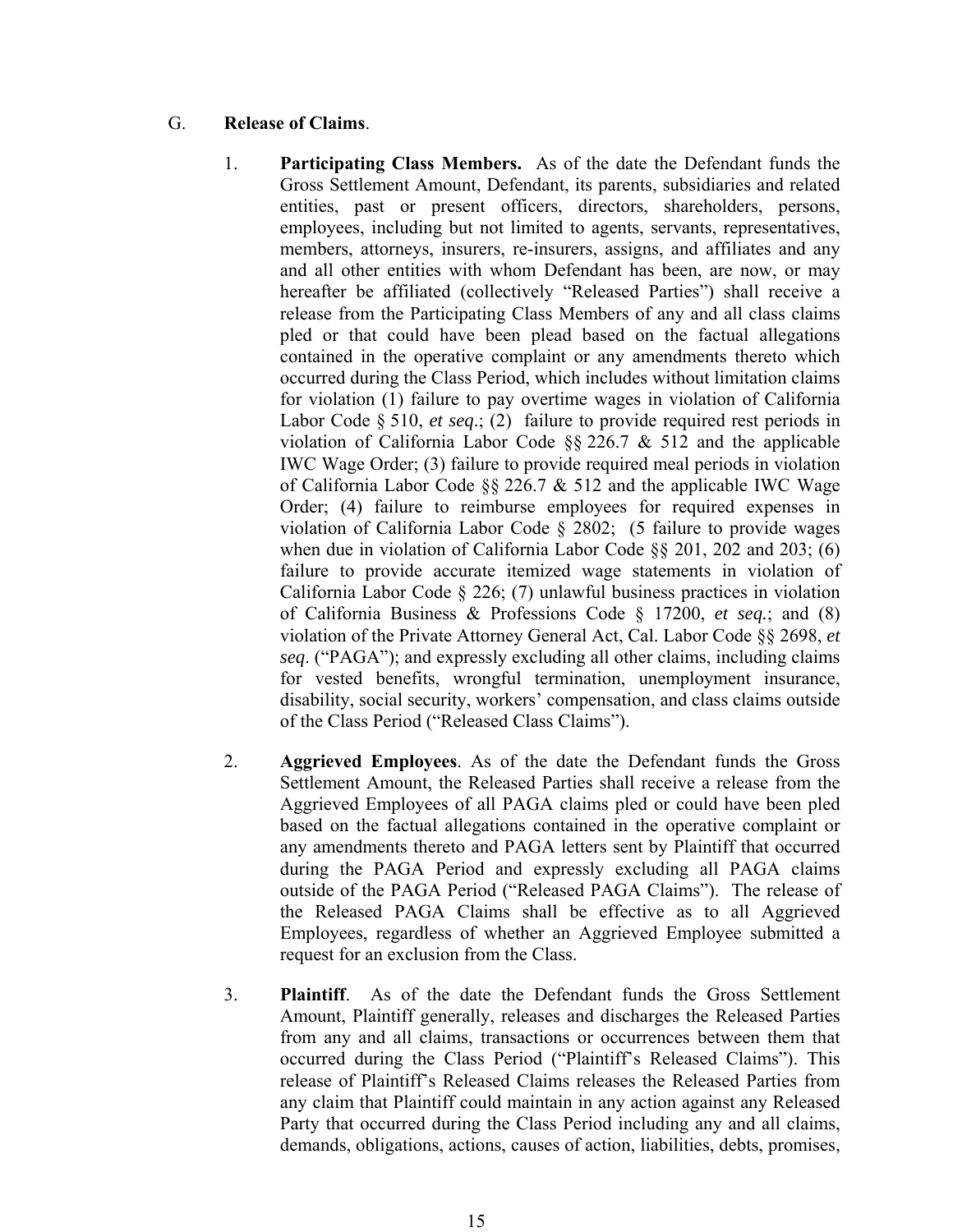G. **Release of Claims**.

1. **Participating Class Members.** As of the date the Defendant funds the Gross Settlement Amount, Defendant, its parents, subsidiaries and related entities, past or present officers, directors, shareholders, persons, employees, including but not limited to agents, servants, representatives, members, attorneys, insurers, re-insurers, assigns, and affiliates and any and all other entities with whom Defendant has been, are now, or may hereafter be affiliated (collectively "Released Parties") shall receive a release from the Participating Class Members of any and all class claims pled or that could have been plead based on the factual allegations contained in the operative complaint or any amendments thereto which occurred during the Class Period, which includes without limitation claims for violation (1) failure to pay overtime wages in violation of California Labor Code § 510, *et seq*.; (2) failure to provide required rest periods in violation of California Labor Code §§ 226.7 & 512 and the applicable IWC Wage Order; (3) failure to provide required meal periods in violation of California Labor Code §§ 226.7 & 512 and the applicable IWC Wage Order; (4) failure to reimburse employees for required expenses in violation of California Labor Code § 2802; (5 failure to provide wages when due in violation of California Labor Code §§ 201, 202 and 203; (6) failure to provide accurate itemized wage statements in violation of California Labor Code § 226; (7) unlawful business practices in violation of California Business & Professions Code § 17200, *et seq.*; and (8) violation of the Private Attorney General Act, Cal. Labor Code §§ 2698, *et seq*. ("PAGA"); and expressly excluding all other claims, including claims for vested benefits, wrongful termination, unemployment insurance, disability, social security, workers' compensation, and class claims outside of the Class Period ("Released Class Claims").

2. **Aggrieved Employees**. As of the date the Defendant funds the Gross Settlement Amount, the Released Parties shall receive a release from the Aggrieved Employees of all PAGA claims pled or could have been pled based on the factual allegations contained in the operative complaint or any amendments thereto and PAGA letters sent by Plaintiff that occurred during the PAGA Period and expressly excluding all PAGA claims outside of the PAGA Period ("Released PAGA Claims"). The release of the Released PAGA Claims shall be effective as to all Aggrieved Employees, regardless of whether an Aggrieved Employee submitted a request for an exclusion from the Class.

3. **Plaintiff**. As of the date the Defendant funds the Gross Settlement Amount, Plaintiff generally, releases and discharges the Released Parties from any and all claims, transactions or occurrences between them that occurred during the Class Period ("Plaintiff's Released Claims"). This release of Plaintiff's Released Claims releases the Released Parties from any claim that Plaintiff could maintain in any action against any Released Party that occurred during the Class Period including any and all claims, demands, obligations, actions, causes of action, liabilities, debts, promises,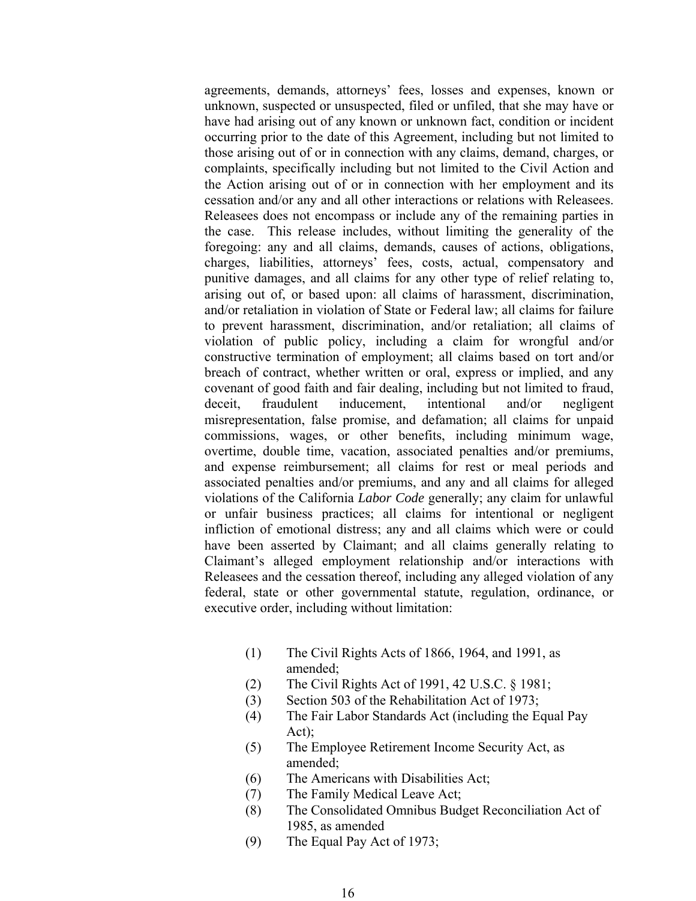agreements, demands, attorneys' fees, losses and expenses, known or unknown, suspected or unsuspected, filed or unfiled, that she may have or have had arising out of any known or unknown fact, condition or incident occurring prior to the date of this Agreement, including but not limited to those arising out of or in connection with any claims, demand, charges, or complaints, specifically including but not limited to the Civil Action and the Action arising out of or in connection with her employment and its cessation and/or any and all other interactions or relations with Releasees. Releasees does not encompass or include any of the remaining parties in the case. This release includes, without limiting the generality of the foregoing: any and all claims, demands, causes of actions, obligations, charges, liabilities, attorneys' fees, costs, actual, compensatory and punitive damages, and all claims for any other type of relief relating to, arising out of, or based upon: all claims of harassment, discrimination, and/or retaliation in violation of State or Federal law; all claims for failure to prevent harassment, discrimination, and/or retaliation; all claims of violation of public policy, including a claim for wrongful and/or constructive termination of employment; all claims based on tort and/or breach of contract, whether written or oral, express or implied, and any covenant of good faith and fair dealing, including but not limited to fraud, deceit, fraudulent inducement, intentional and/or negligent misrepresentation, false promise, and defamation; all claims for unpaid commissions, wages, or other benefits, including minimum wage, overtime, double time, vacation, associated penalties and/or premiums, and expense reimbursement; all claims for rest or meal periods and associated penalties and/or premiums, and any and all claims for alleged violations of the California *Labor Code* generally; any claim for unlawful or unfair business practices; all claims for intentional or negligent infliction of emotional distress; any and all claims which were or could have been asserted by Claimant; and all claims generally relating to Claimant's alleged employment relationship and/or interactions with Releasees and the cessation thereof, including any alleged violation of any federal, state or other governmental statute, regulation, ordinance, or executive order, including without limitation:

(1) The Civil Rights Acts of 1866, 1964, and 1991, as amended;
(2) The Civil Rights Act of 1991, 42 U.S.C. § 1981;
(3) Section 503 of the Rehabilitation Act of 1973;
(4) The Fair Labor Standards Act (including the Equal Pay Act);
(5) The Employee Retirement Income Security Act, as amended;
(6) The Americans with Disabilities Act;
(7) The Family Medical Leave Act;
(8) The Consolidated Omnibus Budget Reconciliation Act of 1985, as amended
(9) The Equal Pay Act of 1973;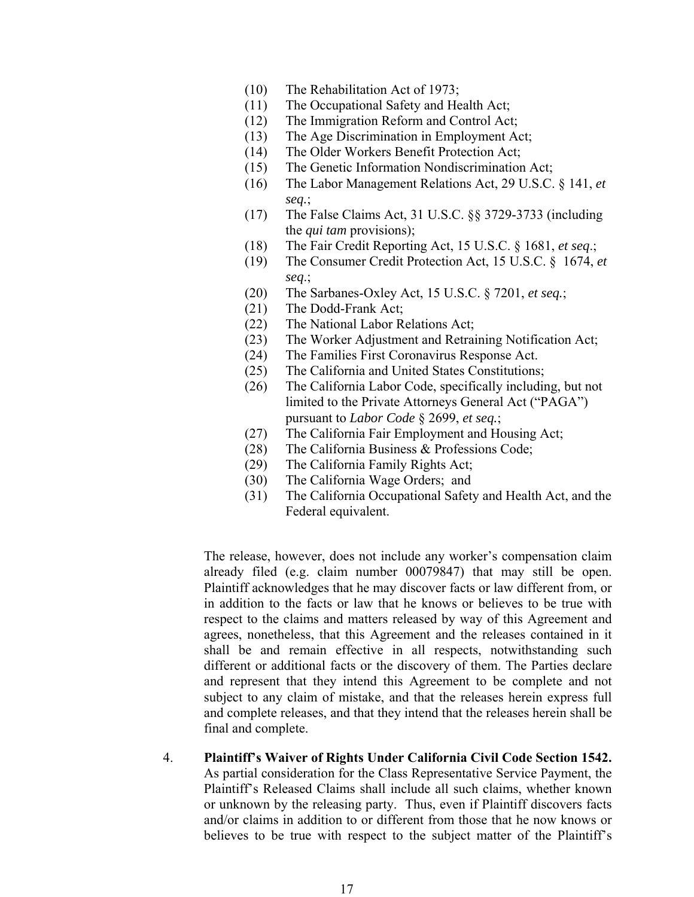(10) The Rehabilitation Act of 1973;
(11) The Occupational Safety and Health Act;
(12) The Immigration Reform and Control Act;
(13) The Age Discrimination in Employment Act;
(14) The Older Workers Benefit Protection Act;
(15) The Genetic Information Nondiscrimination Act;
(16) The Labor Management Relations Act, 29 U.S.C. § 141, *et seq.*;
(17) The False Claims Act, 31 U.S.C. §§ 3729-3733 (including the *qui tam* provisions);
(18) The Fair Credit Reporting Act, 15 U.S.C. § 1681, *et seq*.;
(19) The Consumer Credit Protection Act, 15 U.S.C. § 1674, *et seq*.;
(20) The Sarbanes-Oxley Act, 15 U.S.C. § 7201, *et seq.*;
(21) The Dodd-Frank Act;
(22) The National Labor Relations Act;
(23) The Worker Adjustment and Retraining Notification Act;
(24) The Families First Coronavirus Response Act.
(25) The California and United States Constitutions;
(26) The California Labor Code, specifically including, but not limited to the Private Attorneys General Act ("PAGA") pursuant to *Labor Code* § 2699, *et seq.*;
(27) The California Fair Employment and Housing Act;
(28) The California Business & Professions Code;
(29) The California Family Rights Act;
(30) The California Wage Orders; and
(31) The California Occupational Safety and Health Act, and the Federal equivalent.

The release, however, does not include any worker's compensation claim already filed (e.g. claim number 00079847) that may still be open. Plaintiff acknowledges that he may discover facts or law different from, or in addition to the facts or law that he knows or believes to be true with respect to the claims and matters released by way of this Agreement and agrees, nonetheless, that this Agreement and the releases contained in it shall be and remain effective in all respects, notwithstanding such different or additional facts or the discovery of them. The Parties declare and represent that they intend this Agreement to be complete and not subject to any claim of mistake, and that the releases herein express full and complete releases, and that they intend that the releases herein shall be final and complete.

4. **Plaintiff's Waiver of Rights Under California Civil Code Section 1542.** As partial consideration for the Class Representative Service Payment, the Plaintiff's Released Claims shall include all such claims, whether known or unknown by the releasing party. Thus, even if Plaintiff discovers facts and/or claims in addition to or different from those that he now knows or believes to be true with respect to the subject matter of the Plaintiff's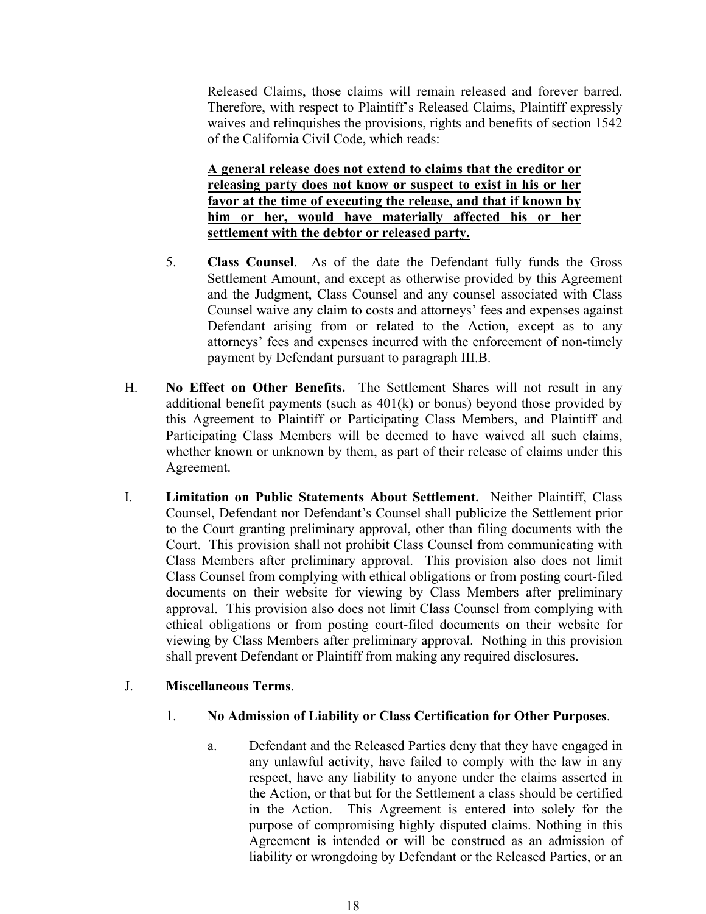Released Claims, those claims will remain released and forever barred. Therefore, with respect to Plaintiff's Released Claims, Plaintiff expressly waives and relinquishes the provisions, rights and benefits of section 1542 of the California Civil Code, which reads:

**A general release does not extend to claims that the creditor or releasing party does not know or suspect to exist in his or her favor at the time of executing the release, and that if known by him or her, would have materially affected his or her settlement with the debtor or released party.**

5. **Class Counsel**. As of the date the Defendant fully funds the Gross Settlement Amount, and except as otherwise provided by this Agreement and the Judgment, Class Counsel and any counsel associated with Class Counsel waive any claim to costs and attorneys' fees and expenses against Defendant arising from or related to the Action, except as to any attorneys' fees and expenses incurred with the enforcement of non-timely payment by Defendant pursuant to paragraph III.B.

H. **No Effect on Other Benefits.** The Settlement Shares will not result in any additional benefit payments (such as 401(k) or bonus) beyond those provided by this Agreement to Plaintiff or Participating Class Members, and Plaintiff and Participating Class Members will be deemed to have waived all such claims, whether known or unknown by them, as part of their release of claims under this Agreement.

I. **Limitation on Public Statements About Settlement.** Neither Plaintiff, Class Counsel, Defendant nor Defendant's Counsel shall publicize the Settlement prior to the Court granting preliminary approval, other than filing documents with the Court. This provision shall not prohibit Class Counsel from communicating with Class Members after preliminary approval. This provision also does not limit Class Counsel from complying with ethical obligations or from posting court-filed documents on their website for viewing by Class Members after preliminary approval. This provision also does not limit Class Counsel from complying with ethical obligations or from posting court-filed documents on their website for viewing by Class Members after preliminary approval. Nothing in this provision shall prevent Defendant or Plaintiff from making any required disclosures.

J. **Miscellaneous Terms**.

1. **No Admission of Liability or Class Certification for Other Purposes**.

a. Defendant and the Released Parties deny that they have engaged in any unlawful activity, have failed to comply with the law in any respect, have any liability to anyone under the claims asserted in the Action, or that but for the Settlement a class should be certified in the Action. This Agreement is entered into solely for the purpose of compromising highly disputed claims. Nothing in this Agreement is intended or will be construed as an admission of liability or wrongdoing by Defendant or the Released Parties, or an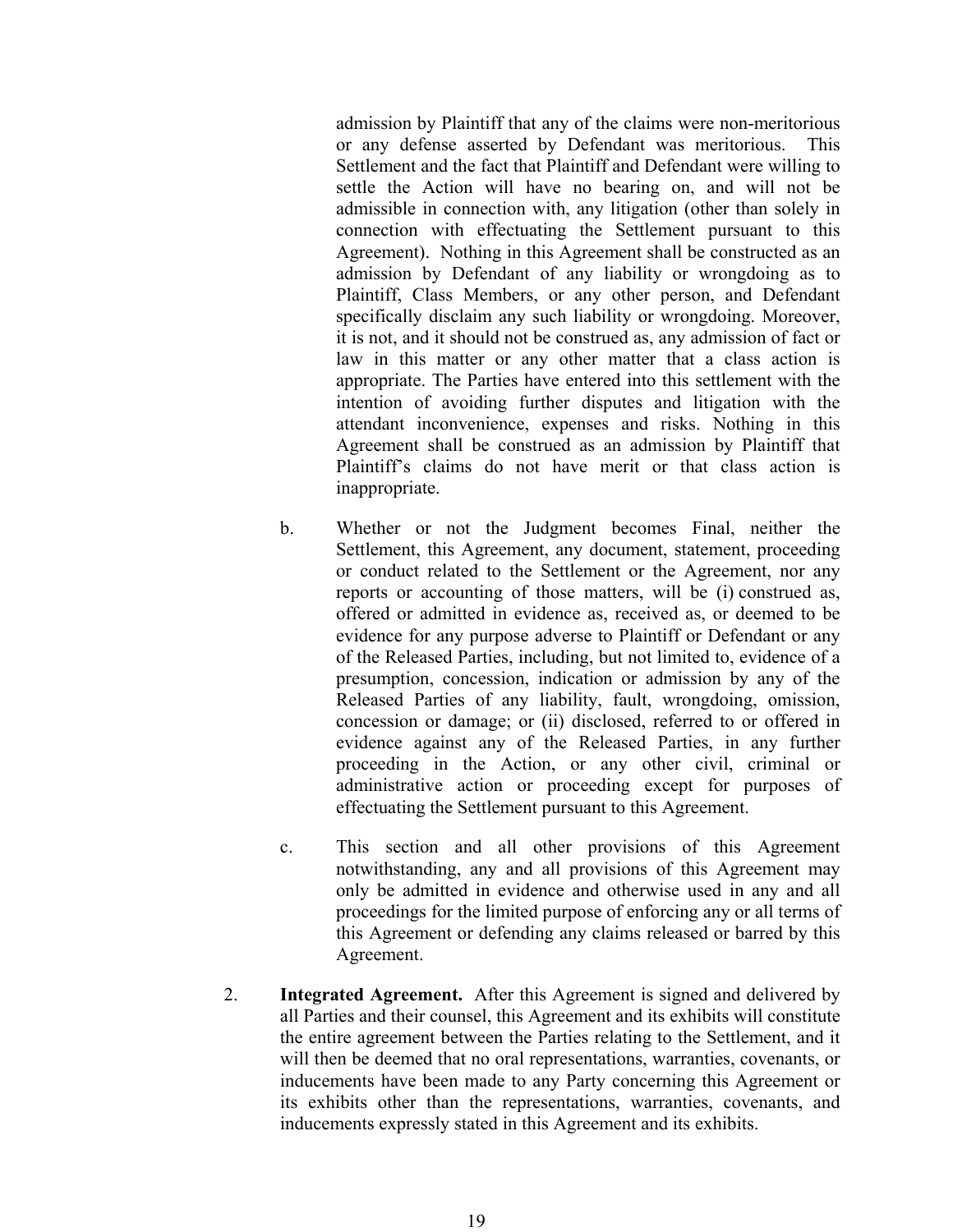admission by Plaintiff that any of the claims were non-meritorious or any defense asserted by Defendant was meritorious. This Settlement and the fact that Plaintiff and Defendant were willing to settle the Action will have no bearing on, and will not be admissible in connection with, any litigation (other than solely in connection with effectuating the Settlement pursuant to this Agreement). Nothing in this Agreement shall be constructed as an admission by Defendant of any liability or wrongdoing as to Plaintiff, Class Members, or any other person, and Defendant specifically disclaim any such liability or wrongdoing. Moreover, it is not, and it should not be construed as, any admission of fact or law in this matter or any other matter that a class action is appropriate. The Parties have entered into this settlement with the intention of avoiding further disputes and litigation with the attendant inconvenience, expenses and risks. Nothing in this Agreement shall be construed as an admission by Plaintiff that Plaintiff's claims do not have merit or that class action is inappropriate.

b. Whether or not the Judgment becomes Final, neither the Settlement, this Agreement, any document, statement, proceeding or conduct related to the Settlement or the Agreement, nor any reports or accounting of those matters, will be (i) construed as, offered or admitted in evidence as, received as, or deemed to be evidence for any purpose adverse to Plaintiff or Defendant or any of the Released Parties, including, but not limited to, evidence of a presumption, concession, indication or admission by any of the Released Parties of any liability, fault, wrongdoing, omission, concession or damage; or (ii) disclosed, referred to or offered in evidence against any of the Released Parties, in any further proceeding in the Action, or any other civil, criminal or administrative action or proceeding except for purposes of effectuating the Settlement pursuant to this Agreement.

c. This section and all other provisions of this Agreement notwithstanding, any and all provisions of this Agreement may only be admitted in evidence and otherwise used in any and all proceedings for the limited purpose of enforcing any or all terms of this Agreement or defending any claims released or barred by this Agreement.

2. **Integrated Agreement.** After this Agreement is signed and delivered by all Parties and their counsel, this Agreement and its exhibits will constitute the entire agreement between the Parties relating to the Settlement, and it will then be deemed that no oral representations, warranties, covenants, or inducements have been made to any Party concerning this Agreement or its exhibits other than the representations, warranties, covenants, and inducements expressly stated in this Agreement and its exhibits.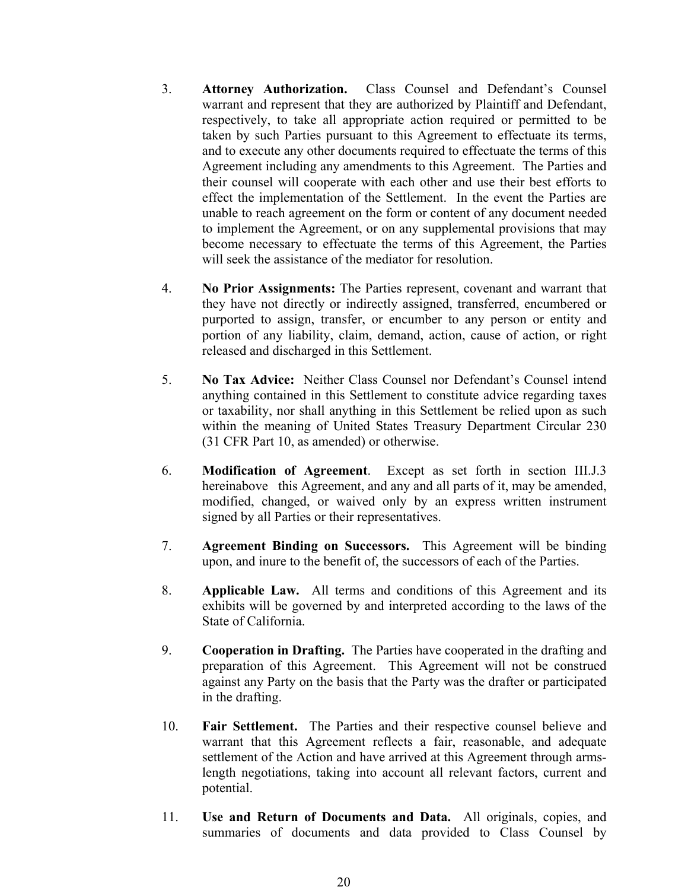3. **Attorney Authorization.** Class Counsel and Defendant's Counsel warrant and represent that they are authorized by Plaintiff and Defendant, respectively, to take all appropriate action required or permitted to be taken by such Parties pursuant to this Agreement to effectuate its terms, and to execute any other documents required to effectuate the terms of this Agreement including any amendments to this Agreement. The Parties and their counsel will cooperate with each other and use their best efforts to effect the implementation of the Settlement. In the event the Parties are unable to reach agreement on the form or content of any document needed to implement the Agreement, or on any supplemental provisions that may become necessary to effectuate the terms of this Agreement, the Parties will seek the assistance of the mediator for resolution.

4. **No Prior Assignments:** The Parties represent, covenant and warrant that they have not directly or indirectly assigned, transferred, encumbered or purported to assign, transfer, or encumber to any person or entity and portion of any liability, claim, demand, action, cause of action, or right released and discharged in this Settlement.

5. **No Tax Advice:** Neither Class Counsel nor Defendant's Counsel intend anything contained in this Settlement to constitute advice regarding taxes or taxability, nor shall anything in this Settlement be relied upon as such within the meaning of United States Treasury Department Circular 230 (31 CFR Part 10, as amended) or otherwise.

6. **Modification of Agreement**. Except as set forth in section III.J.3 hereinabove this Agreement, and any and all parts of it, may be amended, modified, changed, or waived only by an express written instrument signed by all Parties or their representatives.

7. **Agreement Binding on Successors.** This Agreement will be binding upon, and inure to the benefit of, the successors of each of the Parties.

8. **Applicable Law.** All terms and conditions of this Agreement and its exhibits will be governed by and interpreted according to the laws of the State of California.

9. **Cooperation in Drafting.** The Parties have cooperated in the drafting and preparation of this Agreement. This Agreement will not be construed against any Party on the basis that the Party was the drafter or participated in the drafting.

10. **Fair Settlement.** The Parties and their respective counsel believe and warrant that this Agreement reflects a fair, reasonable, and adequate settlement of the Action and have arrived at this Agreement through arms-length negotiations, taking into account all relevant factors, current and potential.

11. **Use and Return of Documents and Data.** All originals, copies, and summaries of documents and data provided to Class Counsel by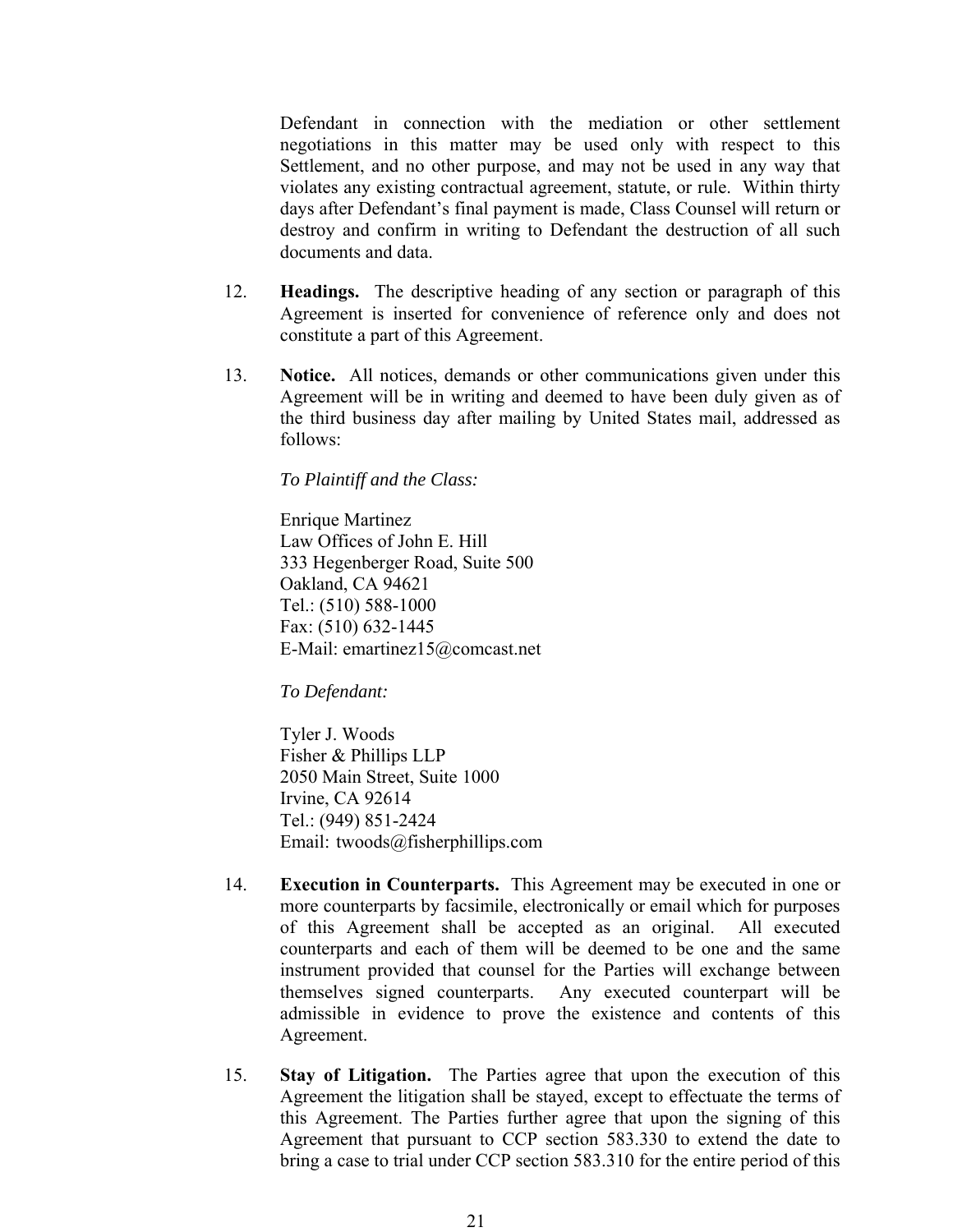Defendant in connection with the mediation or other settlement negotiations in this matter may be used only with respect to this Settlement, and no other purpose, and may not be used in any way that violates any existing contractual agreement, statute, or rule. Within thirty days after Defendant's final payment is made, Class Counsel will return or destroy and confirm in writing to Defendant the destruction of all such documents and data.

12. **Headings.** The descriptive heading of any section or paragraph of this Agreement is inserted for convenience of reference only and does not constitute a part of this Agreement.

13. **Notice.** All notices, demands or other communications given under this Agreement will be in writing and deemed to have been duly given as of the third business day after mailing by United States mail, addressed as follows:

*To Plaintiff and the Class:*

Enrique Martinez
Law Offices of John E. Hill
333 Hegenberger Road, Suite 500
Oakland, CA 94621
Tel.: (510) 588-1000
Fax: (510) 632-1445
E-Mail: emartinez15@comcast.net

*To Defendant:*

Tyler J. Woods
Fisher & Phillips LLP
2050 Main Street, Suite 1000
Irvine, CA 92614
Tel.: (949) 851-2424
Email: twoods@fisherphillips.com

14. **Execution in Counterparts.** This Agreement may be executed in one or more counterparts by facsimile, electronically or email which for purposes of this Agreement shall be accepted as an original. All executed counterparts and each of them will be deemed to be one and the same instrument provided that counsel for the Parties will exchange between themselves signed counterparts. Any executed counterpart will be admissible in evidence to prove the existence and contents of this Agreement.

15. **Stay of Litigation.** The Parties agree that upon the execution of this Agreement the litigation shall be stayed, except to effectuate the terms of this Agreement. The Parties further agree that upon the signing of this Agreement that pursuant to CCP section 583.330 to extend the date to bring a case to trial under CCP section 583.310 for the entire period of this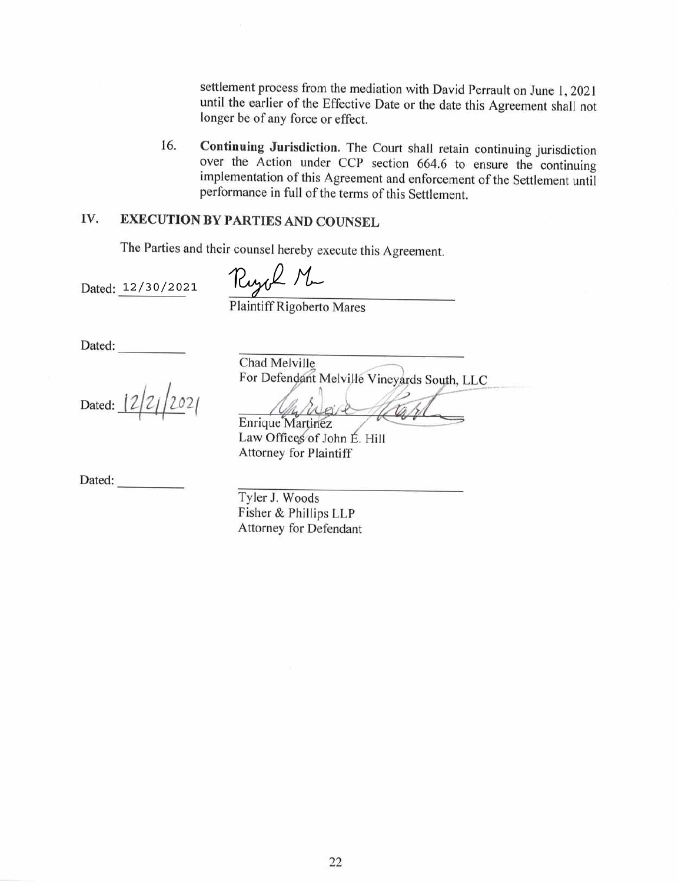settlement process from the mediation with David Perrault on June 1, 2021 until the earlier of the Effective Date or the date this Agreement shall not longer be of any force or effect.

16. **Continuing Jurisdiction.** The Court shall retain continuing jurisdiction over the Action under CCP section 664.6 to ensure the continuing implementation of this Agreement and enforcement of the Settlement until performance in full of the terms of this Settlement.

## IV. EXECUTION BY PARTIES AND COUNSEL

The Parties and their counsel hereby execute this Agreement.

Dated: 12/30/2021

Plaintiff Rigoberto Mares

Dated: \_\_\_\_\_\_\_\_\_\_

Chad Melville
For Defendant Melville Vineyards South, LLC

Dated: 12/21/2021

Enrique Martinez
Law Offices of John E. Hill
Attorney for Plaintiff

Dated: \_\_\_\_\_\_\_\_\_\_

Tyler J. Woods
Fisher & Phillips LLP
Attorney for Defendant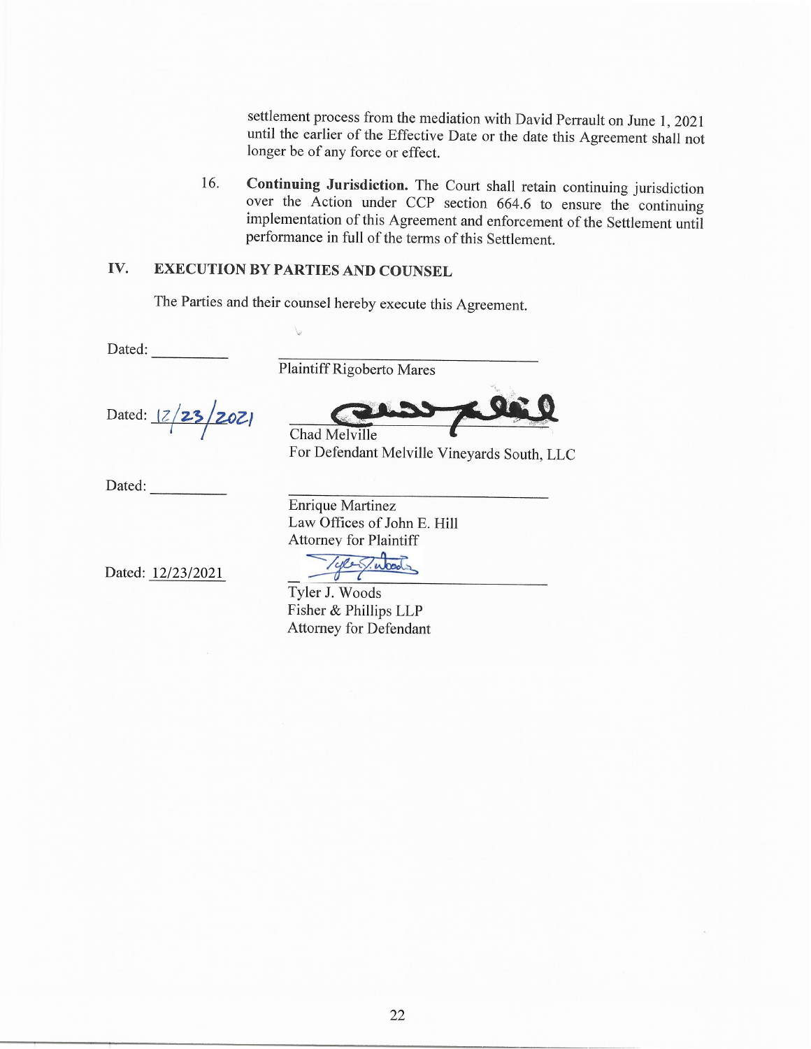settlement process from the mediation with David Perrault on June 1, 2021 until the earlier of the Effective Date or the date this Agreement shall not longer be of any force or effect.

16. **Continuing Jurisdiction.** The Court shall retain continuing jurisdiction over the Action under CCP section 664.6 to ensure the continuing implementation of this Agreement and enforcement of the Settlement until performance in full of the terms of this Settlement.

## IV. EXECUTION BY PARTIES AND COUNSEL

The Parties and their counsel hereby execute this Agreement.

Dated: __________

____________________________
Plaintiff Rigoberto Mares

Dated: 12/23/2021

____________________________
Chad Melville
For Defendant Melville Vineyards South, LLC

Dated: __________

____________________________
Enrique Martinez
Law Offices of John E. Hill
Attorney for Plaintiff

Dated: 12/23/2021

____________________________
Tyler J. Woods
Fisher & Phillips LLP
Attorney for Defendant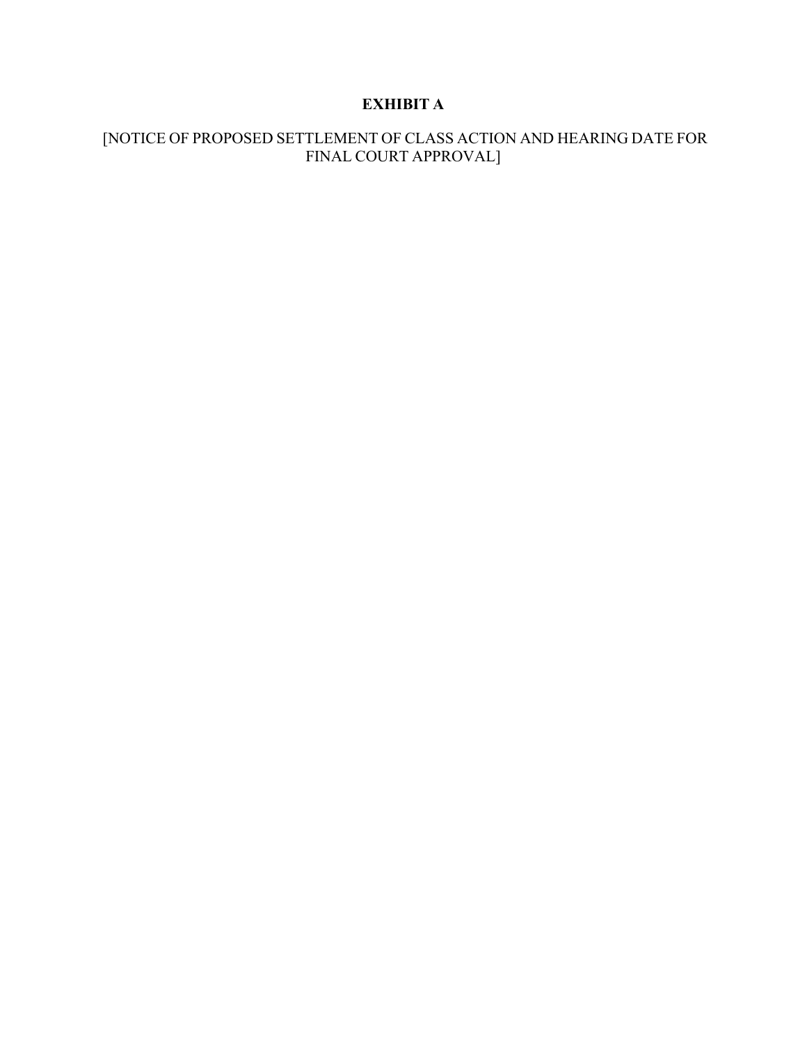# EXHIBIT A

[NOTICE OF PROPOSED SETTLEMENT OF CLASS ACTION AND HEARING DATE FOR FINAL COURT APPROVAL]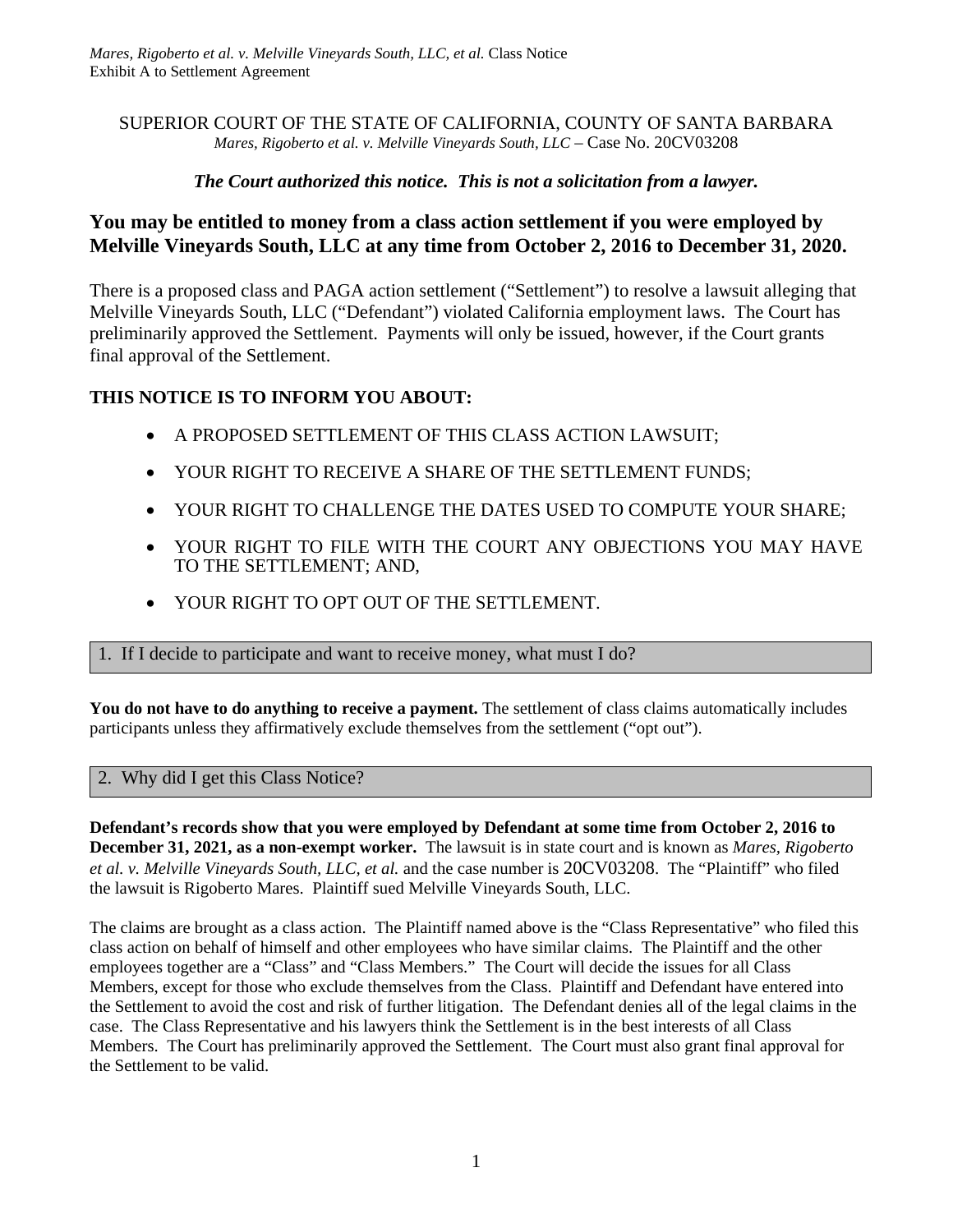*Mares, Rigoberto et al. v. Melville Vineyards South, LLC, et al.* Class Notice
Exhibit A to Settlement Agreement

SUPERIOR COURT OF THE STATE OF CALIFORNIA, COUNTY OF SANTA BARBARA
*Mares, Rigoberto et al. v. Melville Vineyards South, LLC* – Case No. 20CV03208

***The Court authorized this notice. This is not a solicitation from a lawyer.***

## You may be entitled to money from a class action settlement if you were employed by Melville Vineyards South, LLC at any time from October 2, 2016 to December 31, 2020.

There is a proposed class and PAGA action settlement ("Settlement") to resolve a lawsuit alleging that Melville Vineyards South, LLC ("Defendant") violated California employment laws. The Court has preliminarily approved the Settlement. Payments will only be issued, however, if the Court grants final approval of the Settlement.

**THIS NOTICE IS TO INFORM YOU ABOUT:**

- A PROPOSED SETTLEMENT OF THIS CLASS ACTION LAWSUIT;
- YOUR RIGHT TO RECEIVE A SHARE OF THE SETTLEMENT FUNDS;
- YOUR RIGHT TO CHALLENGE THE DATES USED TO COMPUTE YOUR SHARE;
- YOUR RIGHT TO FILE WITH THE COURT ANY OBJECTIONS YOU MAY HAVE TO THE SETTLEMENT; AND,
- YOUR RIGHT TO OPT OUT OF THE SETTLEMENT.

### 1. If I decide to participate and want to receive money, what must I do?

**You do not have to do anything to receive a payment.** The settlement of class claims automatically includes participants unless they affirmatively exclude themselves from the settlement ("opt out").

### 2. Why did I get this Class Notice?

**Defendant's records show that you were employed by Defendant at some time from October 2, 2016 to December 31, 2021, as a non-exempt worker.** The lawsuit is in state court and is known as *Mares, Rigoberto et al. v. Melville Vineyards South, LLC, et al.* and the case number is 20CV03208. The "Plaintiff" who filed the lawsuit is Rigoberto Mares. Plaintiff sued Melville Vineyards South, LLC.

The claims are brought as a class action. The Plaintiff named above is the "Class Representative" who filed this class action on behalf of himself and other employees who have similar claims. The Plaintiff and the other employees together are a "Class" and "Class Members." The Court will decide the issues for all Class Members, except for those who exclude themselves from the Class. Plaintiff and Defendant have entered into the Settlement to avoid the cost and risk of further litigation. The Defendant denies all of the legal claims in the case. The Class Representative and his lawyers think the Settlement is in the best interests of all Class Members. The Court has preliminarily approved the Settlement. The Court must also grant final approval for the Settlement to be valid.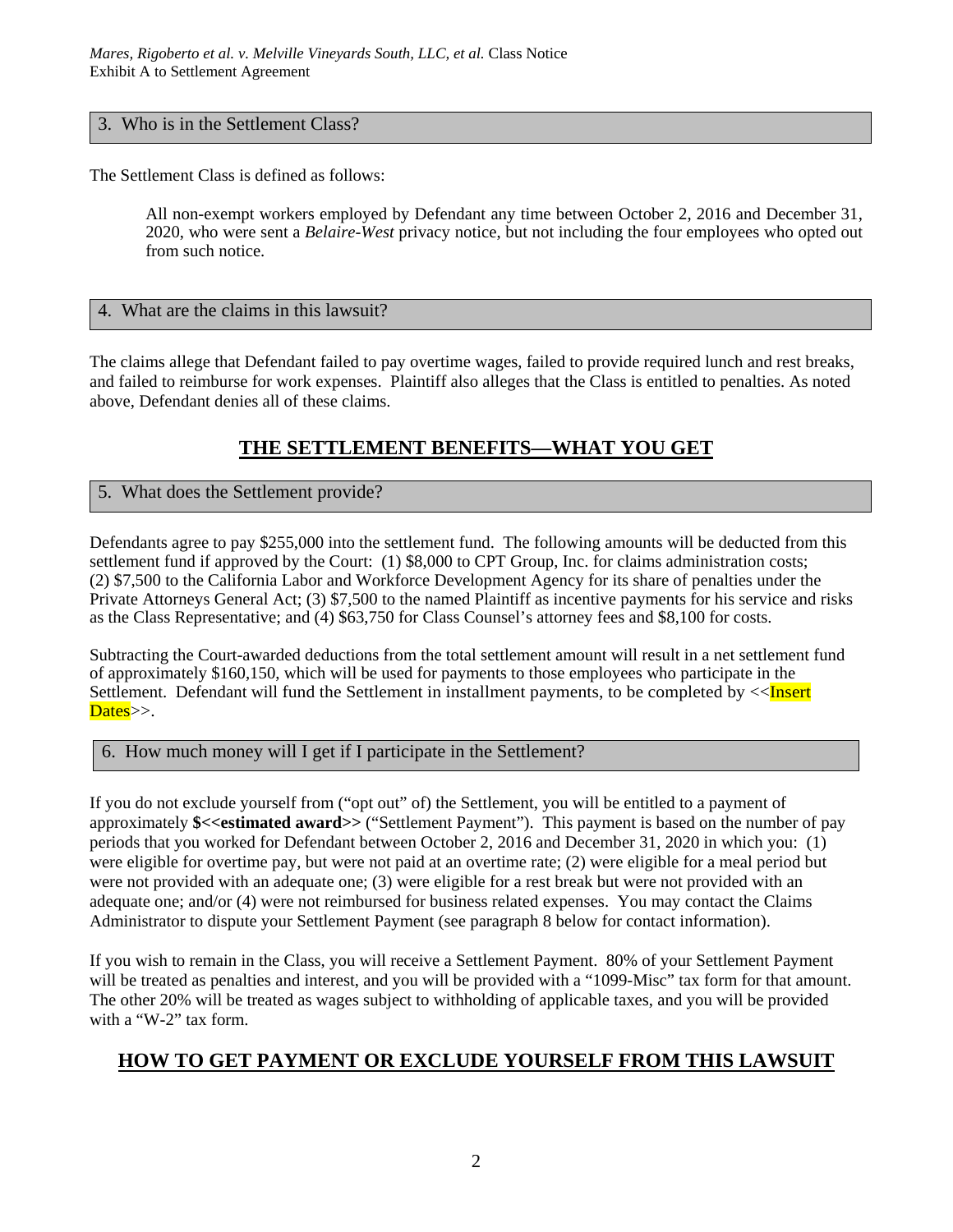## 3. Who is in the Settlement Class?

The Settlement Class is defined as follows:

> All non-exempt workers employed by Defendant any time between October 2, 2016 and December 31, 2020, who were sent a *Belaire-West* privacy notice, but not including the four employees who opted out from such notice.

## 4. What are the claims in this lawsuit?

The claims allege that Defendant failed to pay overtime wages, failed to provide required lunch and rest breaks, and failed to reimburse for work expenses. Plaintiff also alleges that the Class is entitled to penalties. As noted above, Defendant denies all of these claims.

# THE SETTLEMENT BENEFITS—WHAT YOU GET

## 5. What does the Settlement provide?

Defendants agree to pay $255,000 into the settlement fund. The following amounts will be deducted from this settlement fund if approved by the Court: (1) $8,000 to CPT Group, Inc. for claims administration costs; (2) $7,500 to the California Labor and Workforce Development Agency for its share of penalties under the Private Attorneys General Act; (3) $7,500 to the named Plaintiff as incentive payments for his service and risks as the Class Representative; and (4) $63,750 for Class Counsel's attorney fees and $8,100 for costs.

Subtracting the Court-awarded deductions from the total settlement amount will result in a net settlement fund of approximately $160,150, which will be used for payments to those employees who participate in the Settlement. Defendant will fund the Settlement in installment payments, to be completed by <<Insert Dates>>.

## 6. How much money will I get if I participate in the Settlement?

If you do not exclude yourself from ("opt out" of) the Settlement, you will be entitled to a payment of approximately **$<<estimated award>>** ("Settlement Payment"). This payment is based on the number of pay periods that you worked for Defendant between October 2, 2016 and December 31, 2020 in which you: (1) were eligible for overtime pay, but were not paid at an overtime rate; (2) were eligible for a meal period but were not provided with an adequate one; (3) were eligible for a rest break but were not provided with an adequate one; and/or (4) were not reimbursed for business related expenses. You may contact the Claims Administrator to dispute your Settlement Payment (see paragraph 8 below for contact information).

If you wish to remain in the Class, you will receive a Settlement Payment. 80% of your Settlement Payment will be treated as penalties and interest, and you will be provided with a "1099-Misc" tax form for that amount. The other 20% will be treated as wages subject to withholding of applicable taxes, and you will be provided with a "W-2" tax form.

# HOW TO GET PAYMENT OR EXCLUDE YOURSELF FROM THIS LAWSUIT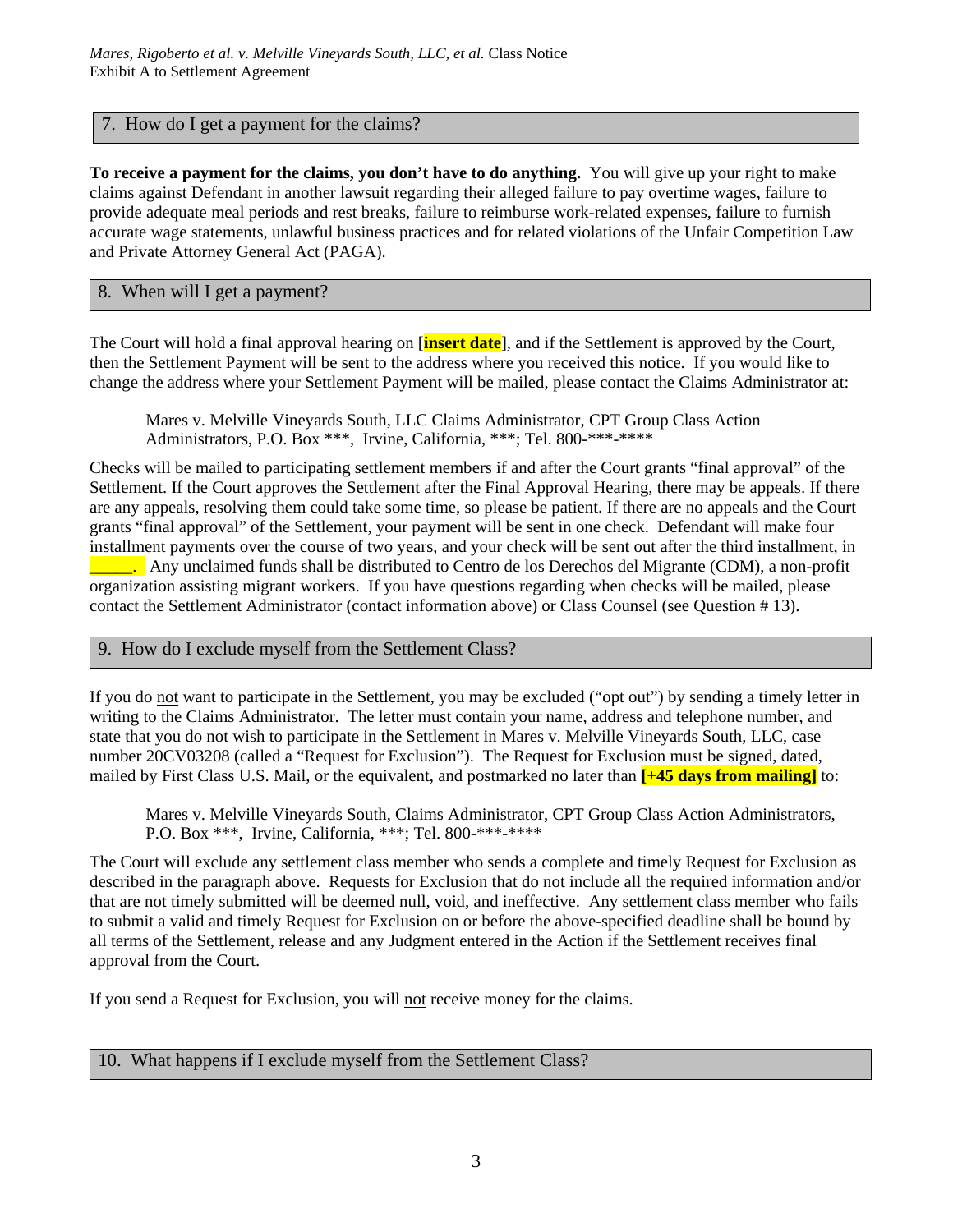## 7. How do I get a payment for the claims?

**To receive a payment for the claims, you don't have to do anything.** You will give up your right to make claims against Defendant in another lawsuit regarding their alleged failure to pay overtime wages, failure to provide adequate meal periods and rest breaks, failure to reimburse work-related expenses, failure to furnish accurate wage statements, unlawful business practices and for related violations of the Unfair Competition Law and Private Attorney General Act (PAGA).

## 8. When will I get a payment?

The Court will hold a final approval hearing on [**insert date**], and if the Settlement is approved by the Court, then the Settlement Payment will be sent to the address where you received this notice. If you would like to change the address where your Settlement Payment will be mailed, please contact the Claims Administrator at:

> Mares v. Melville Vineyards South, LLC Claims Administrator, CPT Group Class Action Administrators, P.O. Box ***, Irvine, California, ***; Tel. 800-***-****

Checks will be mailed to participating settlement members if and after the Court grants "final approval" of the Settlement. If the Court approves the Settlement after the Final Approval Hearing, there may be appeals. If there are any appeals, resolving them could take some time, so please be patient. If there are no appeals and the Court grants "final approval" of the Settlement, your payment will be sent in one check. Defendant will make four installment payments over the course of two years, and your check will be sent out after the third installment, in _____. Any unclaimed funds shall be distributed to Centro de los Derechos del Migrante (CDM), a non-profit organization assisting migrant workers. If you have questions regarding when checks will be mailed, please contact the Settlement Administrator (contact information above) or Class Counsel (see Question # 13).

## 9. How do I exclude myself from the Settlement Class?

If you do not want to participate in the Settlement, you may be excluded ("opt out") by sending a timely letter in writing to the Claims Administrator. The letter must contain your name, address and telephone number, and state that you do not wish to participate in the Settlement in Mares v. Melville Vineyards South, LLC, case number 20CV03208 (called a "Request for Exclusion"). The Request for Exclusion must be signed, dated, mailed by First Class U.S. Mail, or the equivalent, and postmarked no later than **[+45 days from mailing]** to:

> Mares v. Melville Vineyards South, Claims Administrator, CPT Group Class Action Administrators, P.O. Box ***, Irvine, California, ***; Tel. 800-***-****

The Court will exclude any settlement class member who sends a complete and timely Request for Exclusion as described in the paragraph above. Requests for Exclusion that do not include all the required information and/or that are not timely submitted will be deemed null, void, and ineffective. Any settlement class member who fails to submit a valid and timely Request for Exclusion on or before the above-specified deadline shall be bound by all terms of the Settlement, release and any Judgment entered in the Action if the Settlement receives final approval from the Court.

If you send a Request for Exclusion, you will not receive money for the claims.

## 10. What happens if I exclude myself from the Settlement Class?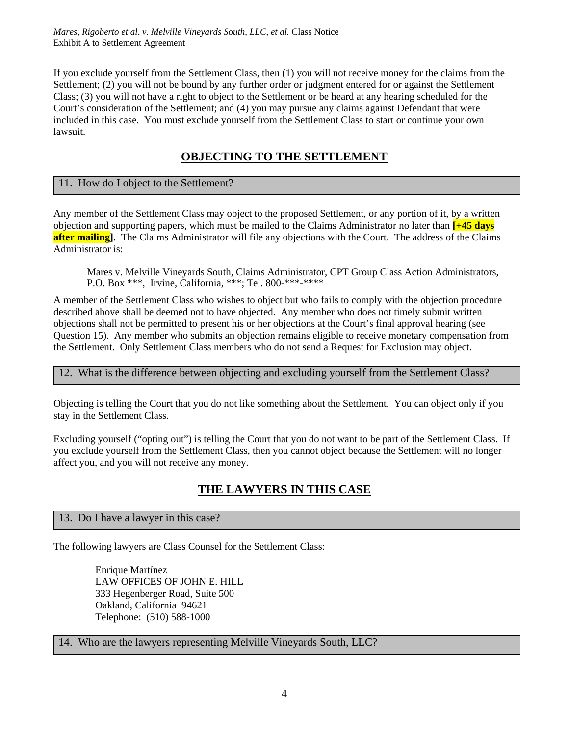If you exclude yourself from the Settlement Class, then (1) you will not receive money for the claims from the Settlement; (2) you will not be bound by any further order or judgment entered for or against the Settlement Class; (3) you will not have a right to object to the Settlement or be heard at any hearing scheduled for the Court's consideration of the Settlement; and (4) you may pursue any claims against Defendant that were included in this case. You must exclude yourself from the Settlement Class to start or continue your own lawsuit.

## OBJECTING TO THE SETTLEMENT

### 11. How do I object to the Settlement?

Any member of the Settlement Class may object to the proposed Settlement, or any portion of it, by a written objection and supporting papers, which must be mailed to the Claims Administrator no later than **[+45 days after mailing]**. The Claims Administrator will file any objections with the Court. The address of the Claims Administrator is:

> Mares v. Melville Vineyards South, Claims Administrator, CPT Group Class Action Administrators, P.O. Box ***, Irvine, California, ***; Tel. 800-***-****

A member of the Settlement Class who wishes to object but who fails to comply with the objection procedure described above shall be deemed not to have objected. Any member who does not timely submit written objections shall not be permitted to present his or her objections at the Court's final approval hearing (see Question 15). Any member who submits an objection remains eligible to receive monetary compensation from the Settlement. Only Settlement Class members who do not send a Request for Exclusion may object.

### 12. What is the difference between objecting and excluding yourself from the Settlement Class?

Objecting is telling the Court that you do not like something about the Settlement. You can object only if you stay in the Settlement Class.

Excluding yourself ("opting out") is telling the Court that you do not want to be part of the Settlement Class. If you exclude yourself from the Settlement Class, then you cannot object because the Settlement will no longer affect you, and you will not receive any money.

## THE LAWYERS IN THIS CASE

### 13. Do I have a lawyer in this case?

The following lawyers are Class Counsel for the Settlement Class:

> Enrique Martínez
> LAW OFFICES OF JOHN E. HILL
> 333 Hegenberger Road, Suite 500
> Oakland, California 94621
> Telephone: (510) 588-1000

### 14. Who are the lawyers representing Melville Vineyards South, LLC?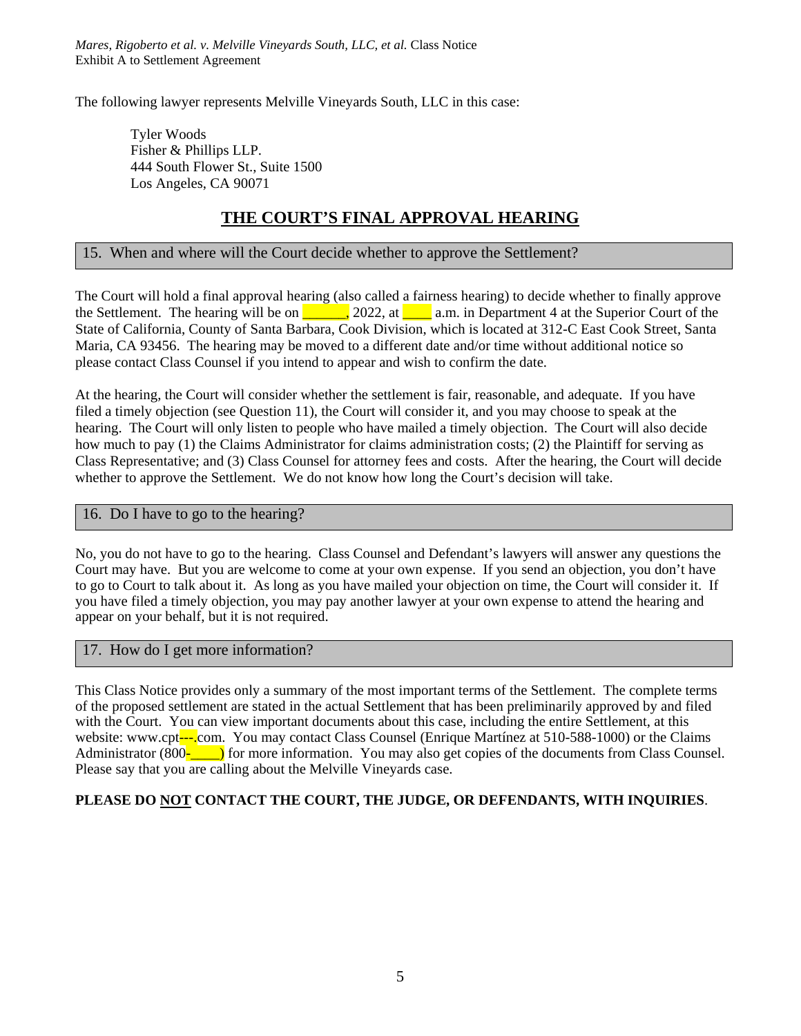The following lawyer represents Melville Vineyards South, LLC in this case:

Tyler Woods
Fisher & Phillips LLP.
444 South Flower St., Suite 1500
Los Angeles, CA 90071

## THE COURT'S FINAL APPROVAL HEARING

### 15. When and where will the Court decide whether to approve the Settlement?

The Court will hold a final approval hearing (also called a fairness hearing) to decide whether to finally approve the Settlement. The hearing will be on ______, 2022, at ____ a.m. in Department 4 at the Superior Court of the State of California, County of Santa Barbara, Cook Division, which is located at 312-C East Cook Street, Santa Maria, CA 93456. The hearing may be moved to a different date and/or time without additional notice so please contact Class Counsel if you intend to appear and wish to confirm the date.

At the hearing, the Court will consider whether the settlement is fair, reasonable, and adequate. If you have filed a timely objection (see Question 11), the Court will consider it, and you may choose to speak at the hearing. The Court will only listen to people who have mailed a timely objection. The Court will also decide how much to pay (1) the Claims Administrator for claims administration costs; (2) the Plaintiff for serving as Class Representative; and (3) Class Counsel for attorney fees and costs. After the hearing, the Court will decide whether to approve the Settlement. We do not know how long the Court's decision will take.

### 16. Do I have to go to the hearing?

No, you do not have to go to the hearing. Class Counsel and Defendant's lawyers will answer any questions the Court may have. But you are welcome to come at your own expense. If you send an objection, you don't have to go to Court to talk about it. As long as you have mailed your objection on time, the Court will consider it. If you have filed a timely objection, you may pay another lawyer at your own expense to attend the hearing and appear on your behalf, but it is not required.

### 17. How do I get more information?

This Class Notice provides only a summary of the most important terms of the Settlement. The complete terms of the proposed settlement are stated in the actual Settlement that has been preliminarily approved by and filed with the Court. You can view important documents about this case, including the entire Settlement, at this website: www.cpt---.com. You may contact Class Counsel (Enrique Martínez at 510-588-1000) or the Claims Administrator (800-____) for more information. You may also get copies of the documents from Class Counsel. Please say that you are calling about the Melville Vineyards case.

**PLEASE DO NOT CONTACT THE COURT, THE JUDGE, OR DEFENDANTS, WITH INQUIRIES**.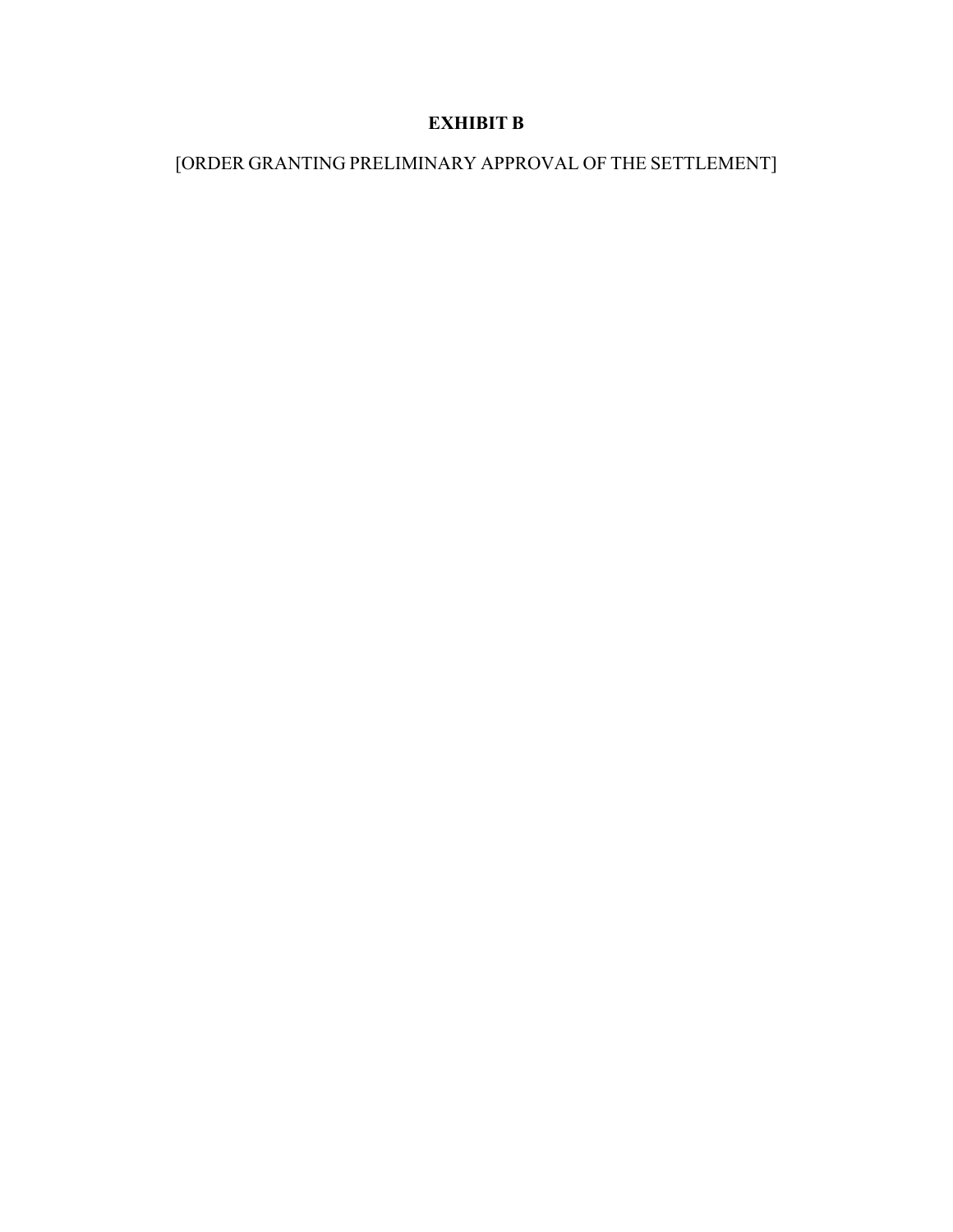# EXHIBIT B

[ORDER GRANTING PRELIMINARY APPROVAL OF THE SETTLEMENT]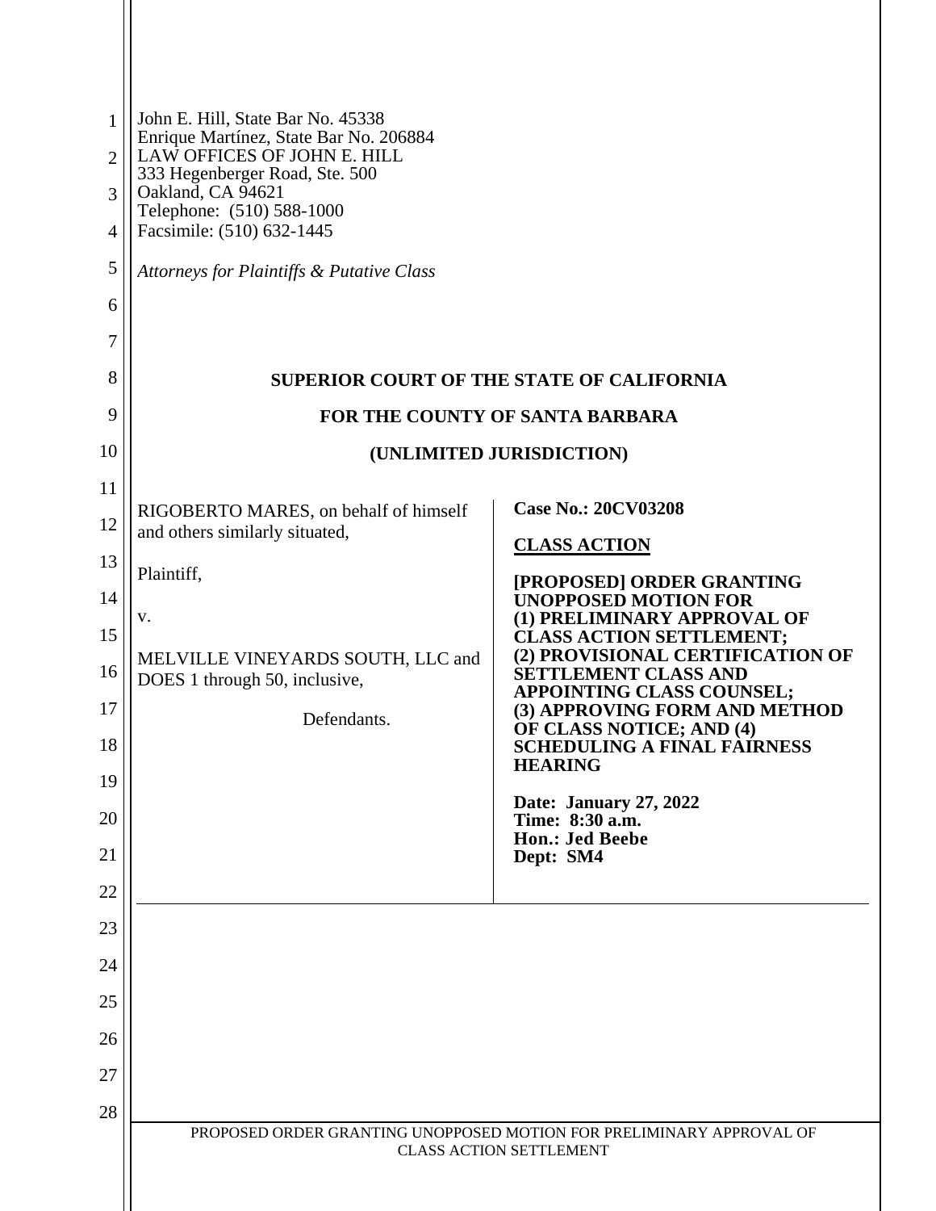John E. Hill, State Bar No. 45338
Enrique Martínez, State Bar No. 206884
LAW OFFICES OF JOHN E. HILL
333 Hegenberger Road, Ste. 500
Oakland, CA 94621
Telephone: (510) 588-1000
Facsimile: (510) 632-1445

*Attorneys for Plaintiffs & Putative Class*

**SUPERIOR COURT OF THE STATE OF CALIFORNIA**

**FOR THE COUNTY OF SANTA BARBARA**

**(UNLIMITED JURISDICTION)**

| | |
|---|---|
| RIGOBERTO MARES, on behalf of himself and others similarly situated,<br><br>Plaintiff,<br><br>v.<br><br>MELVILLE VINEYARDS SOUTH, LLC and DOES 1 through 50, inclusive,<br><br>Defendants. | **Case No.: 20CV03208**<br><br>**CLASS ACTION**<br><br>**[PROPOSED] ORDER GRANTING UNOPPOSED MOTION FOR (1) PRELIMINARY APPROVAL OF CLASS ACTION SETTLEMENT; (2) PROVISIONAL CERTIFICATION OF SETTLEMENT CLASS AND APPOINTING CLASS COUNSEL; (3) APPROVING FORM AND METHOD OF CLASS NOTICE; AND (4) SCHEDULING A FINAL FAIRNESS HEARING**<br><br>**Date: January 27, 2022**<br>**Time: 8:30 a.m.**<br>**Hon.: Jed Beebe**<br>**Dept: SM4** |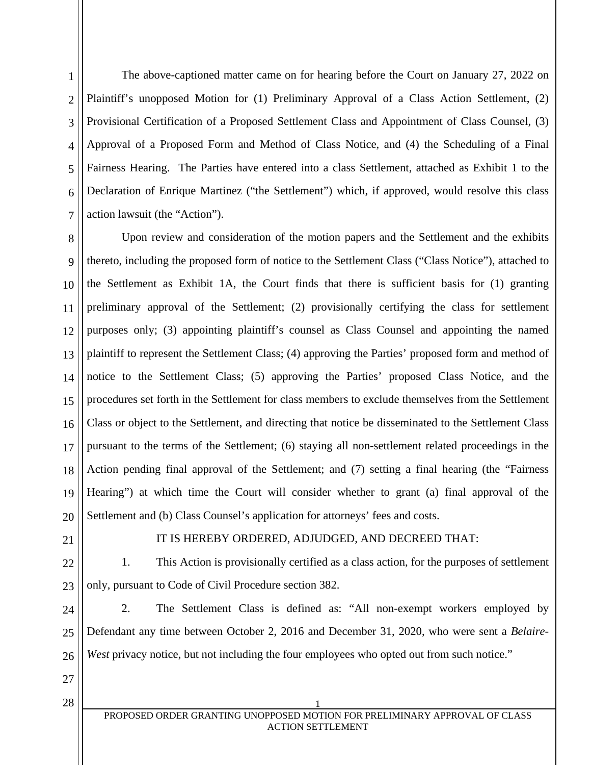The above-captioned matter came on for hearing before the Court on January 27, 2022 on Plaintiff's unopposed Motion for (1) Preliminary Approval of a Class Action Settlement, (2) Provisional Certification of a Proposed Settlement Class and Appointment of Class Counsel, (3) Approval of a Proposed Form and Method of Class Notice, and (4) the Scheduling of a Final Fairness Hearing. The Parties have entered into a class Settlement, attached as Exhibit 1 to the Declaration of Enrique Martinez ("the Settlement") which, if approved, would resolve this class action lawsuit (the "Action").

Upon review and consideration of the motion papers and the Settlement and the exhibits thereto, including the proposed form of notice to the Settlement Class ("Class Notice"), attached to the Settlement as Exhibit 1A, the Court finds that there is sufficient basis for (1) granting preliminary approval of the Settlement; (2) provisionally certifying the class for settlement purposes only; (3) appointing plaintiff's counsel as Class Counsel and appointing the named plaintiff to represent the Settlement Class; (4) approving the Parties' proposed form and method of notice to the Settlement Class; (5) approving the Parties' proposed Class Notice, and the procedures set forth in the Settlement for class members to exclude themselves from the Settlement Class or object to the Settlement, and directing that notice be disseminated to the Settlement Class pursuant to the terms of the Settlement; (6) staying all non-settlement related proceedings in the Action pending final approval of the Settlement; and (7) setting a final hearing (the "Fairness Hearing") at which time the Court will consider whether to grant (a) final approval of the Settlement and (b) Class Counsel's application for attorneys' fees and costs.

IT IS HEREBY ORDERED, ADJUDGED, AND DECREED THAT:

1. This Action is provisionally certified as a class action, for the purposes of settlement only, pursuant to Code of Civil Procedure section 382.

2. The Settlement Class is defined as: "All non-exempt workers employed by Defendant any time between October 2, 2016 and December 31, 2020, who were sent a *Belaire-West* privacy notice, but not including the four employees who opted out from such notice."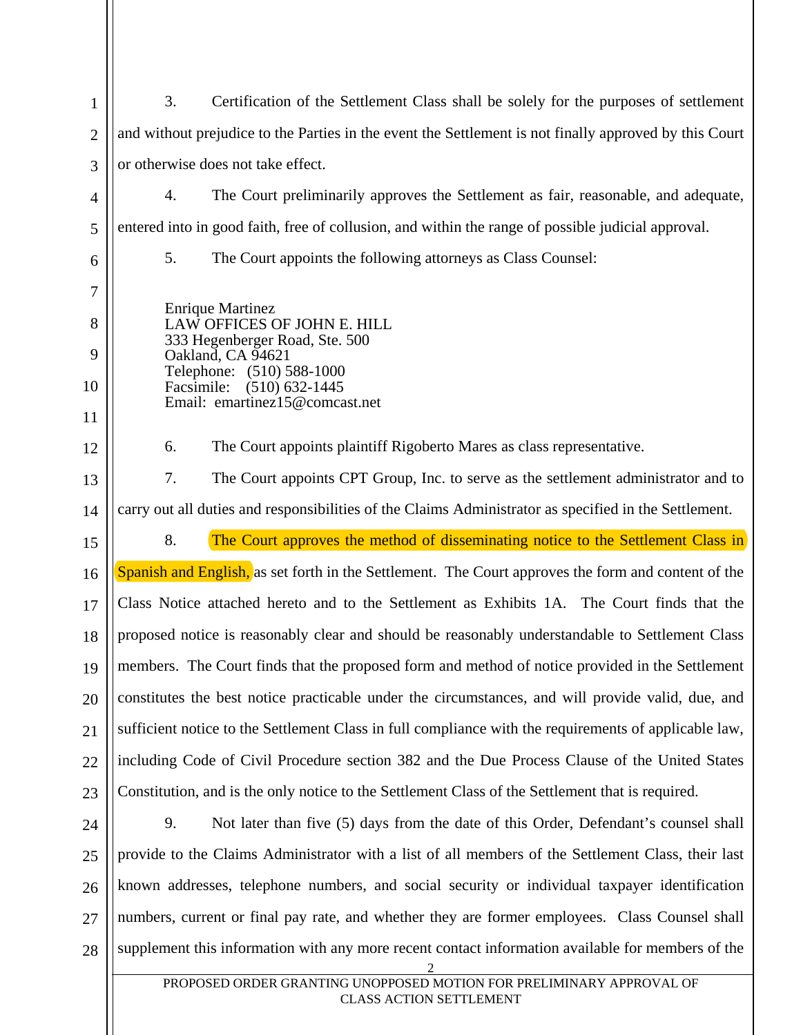3. Certification of the Settlement Class shall be solely for the purposes of settlement and without prejudice to the Parties in the event the Settlement is not finally approved by this Court or otherwise does not take effect.

4. The Court preliminarily approves the Settlement as fair, reasonable, and adequate, entered into in good faith, free of collusion, and within the range of possible judicial approval.

5. The Court appoints the following attorneys as Class Counsel:

Enrique Martinez
LAW OFFICES OF JOHN E. HILL
333 Hegenberger Road, Ste. 500
Oakland, CA 94621
Telephone: (510) 588-1000
Facsimile: (510) 632-1445
Email: emartinez15@comcast.net

6. The Court appoints plaintiff Rigoberto Mares as class representative.

7. The Court appoints CPT Group, Inc. to serve as the settlement administrator and to carry out all duties and responsibilities of the Claims Administrator as specified in the Settlement.

8. The Court approves the method of disseminating notice to the Settlement Class in Spanish and English, as set forth in the Settlement. The Court approves the form and content of the Class Notice attached hereto and to the Settlement as Exhibits 1A. The Court finds that the proposed notice is reasonably clear and should be reasonably understandable to Settlement Class members. The Court finds that the proposed form and method of notice provided in the Settlement constitutes the best notice practicable under the circumstances, and will provide valid, due, and sufficient notice to the Settlement Class in full compliance with the requirements of applicable law, including Code of Civil Procedure section 382 and the Due Process Clause of the United States Constitution, and is the only notice to the Settlement Class of the Settlement that is required.

9. Not later than five (5) days from the date of this Order, Defendant's counsel shall provide to the Claims Administrator with a list of all members of the Settlement Class, their last known addresses, telephone numbers, and social security or individual taxpayer identification numbers, current or final pay rate, and whether they are former employees. Class Counsel shall supplement this information with any more recent contact information available for members of the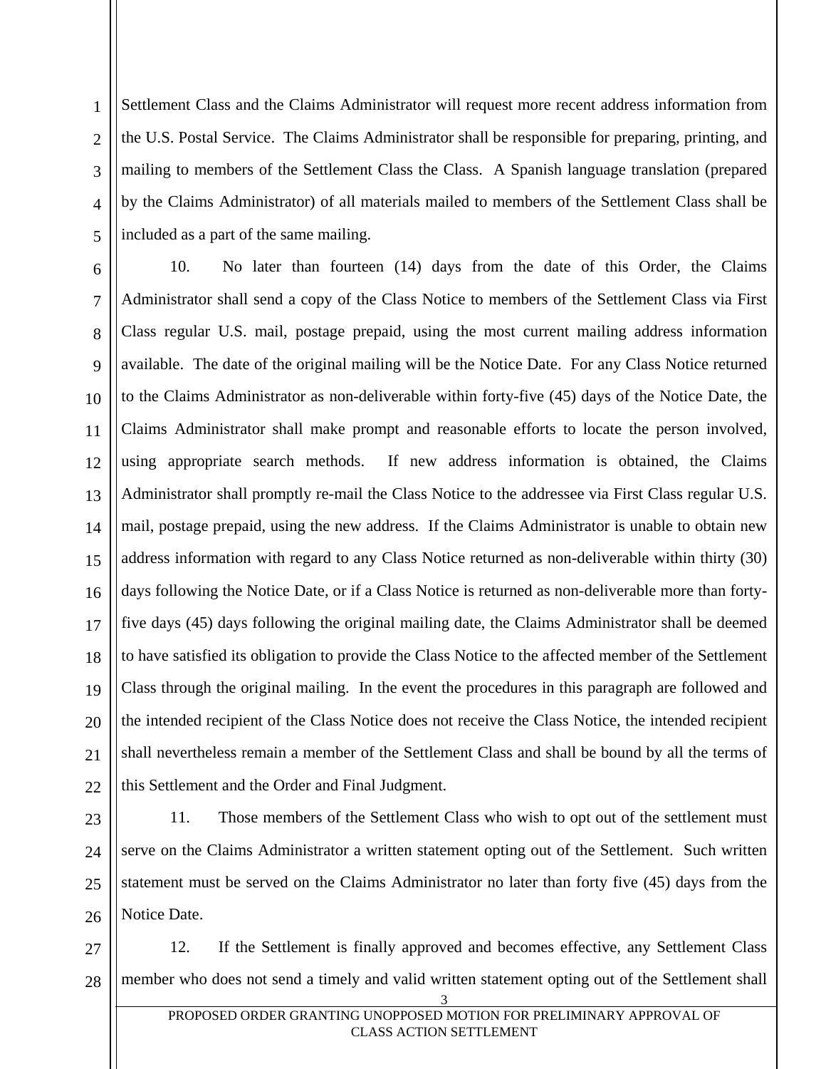Settlement Class and the Claims Administrator will request more recent address information from the U.S. Postal Service. The Claims Administrator shall be responsible for preparing, printing, and mailing to members of the Settlement Class the Class. A Spanish language translation (prepared by the Claims Administrator) of all materials mailed to members of the Settlement Class shall be included as a part of the same mailing.

10. No later than fourteen (14) days from the date of this Order, the Claims Administrator shall send a copy of the Class Notice to members of the Settlement Class via First Class regular U.S. mail, postage prepaid, using the most current mailing address information available. The date of the original mailing will be the Notice Date. For any Class Notice returned to the Claims Administrator as non-deliverable within forty-five (45) days of the Notice Date, the Claims Administrator shall make prompt and reasonable efforts to locate the person involved, using appropriate search methods. If new address information is obtained, the Claims Administrator shall promptly re-mail the Class Notice to the addressee via First Class regular U.S. mail, postage prepaid, using the new address. If the Claims Administrator is unable to obtain new address information with regard to any Class Notice returned as non-deliverable within thirty (30) days following the Notice Date, or if a Class Notice is returned as non-deliverable more than forty-five days (45) days following the original mailing date, the Claims Administrator shall be deemed to have satisfied its obligation to provide the Class Notice to the affected member of the Settlement Class through the original mailing. In the event the procedures in this paragraph are followed and the intended recipient of the Class Notice does not receive the Class Notice, the intended recipient shall nevertheless remain a member of the Settlement Class and shall be bound by all the terms of this Settlement and the Order and Final Judgment.

11. Those members of the Settlement Class who wish to opt out of the settlement must serve on the Claims Administrator a written statement opting out of the Settlement. Such written statement must be served on the Claims Administrator no later than forty five (45) days from the Notice Date.

12. If the Settlement is finally approved and becomes effective, any Settlement Class member who does not send a timely and valid written statement opting out of the Settlement shall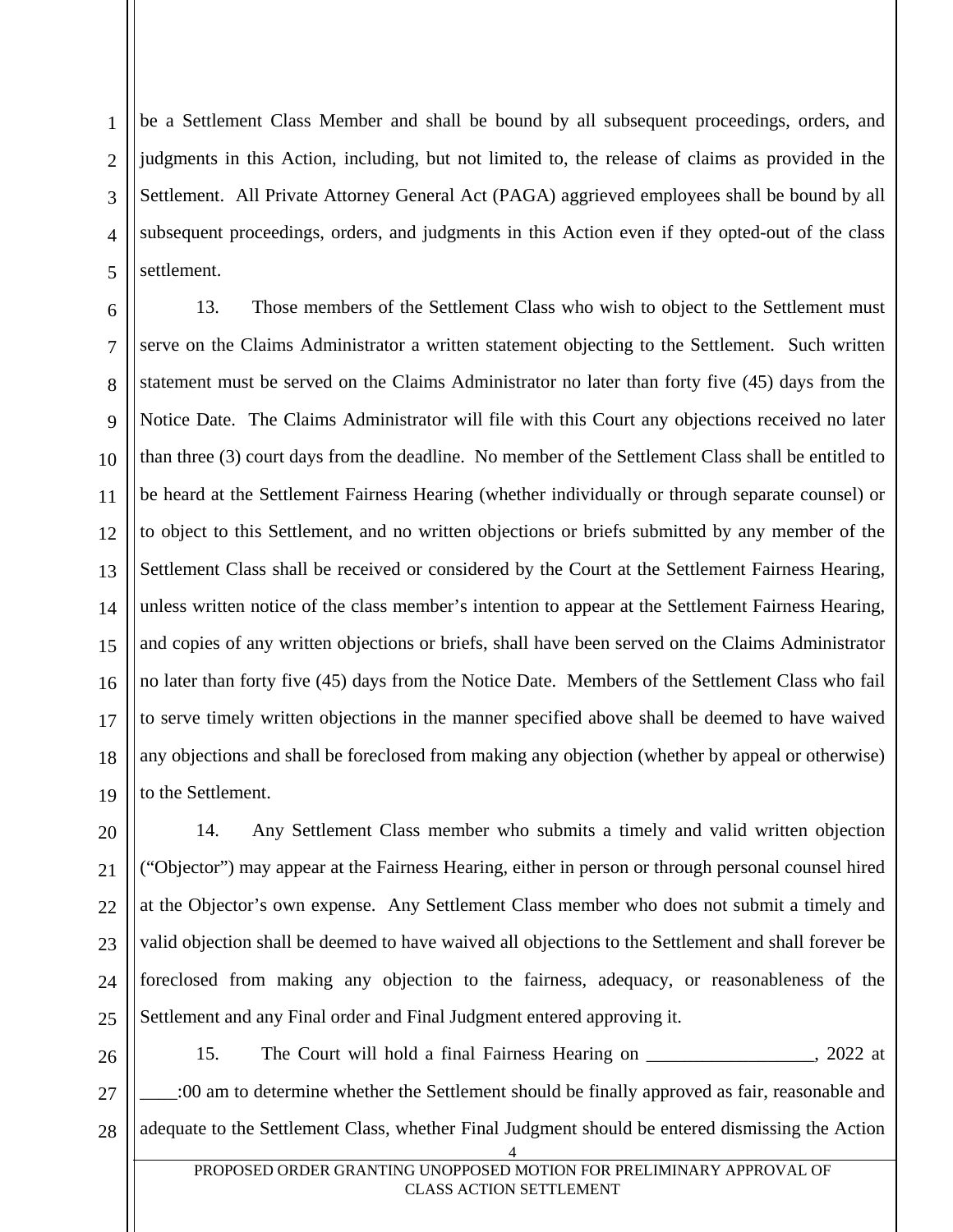be a Settlement Class Member and shall be bound by all subsequent proceedings, orders, and judgments in this Action, including, but not limited to, the release of claims as provided in the Settlement. All Private Attorney General Act (PAGA) aggrieved employees shall be bound by all subsequent proceedings, orders, and judgments in this Action even if they opted-out of the class settlement.

13. Those members of the Settlement Class who wish to object to the Settlement must serve on the Claims Administrator a written statement objecting to the Settlement. Such written statement must be served on the Claims Administrator no later than forty five (45) days from the Notice Date. The Claims Administrator will file with this Court any objections received no later than three (3) court days from the deadline. No member of the Settlement Class shall be entitled to be heard at the Settlement Fairness Hearing (whether individually or through separate counsel) or to object to this Settlement, and no written objections or briefs submitted by any member of the Settlement Class shall be received or considered by the Court at the Settlement Fairness Hearing, unless written notice of the class member's intention to appear at the Settlement Fairness Hearing, and copies of any written objections or briefs, shall have been served on the Claims Administrator no later than forty five (45) days from the Notice Date. Members of the Settlement Class who fail to serve timely written objections in the manner specified above shall be deemed to have waived any objections and shall be foreclosed from making any objection (whether by appeal or otherwise) to the Settlement.

14. Any Settlement Class member who submits a timely and valid written objection ("Objector") may appear at the Fairness Hearing, either in person or through personal counsel hired at the Objector's own expense. Any Settlement Class member who does not submit a timely and valid objection shall be deemed to have waived all objections to the Settlement and shall forever be foreclosed from making any objection to the fairness, adequacy, or reasonableness of the Settlement and any Final order and Final Judgment entered approving it.

15. The Court will hold a final Fairness Hearing on __________________, 2022 at ____:00 am to determine whether the Settlement should be finally approved as fair, reasonable and adequate to the Settlement Class, whether Final Judgment should be entered dismissing the Action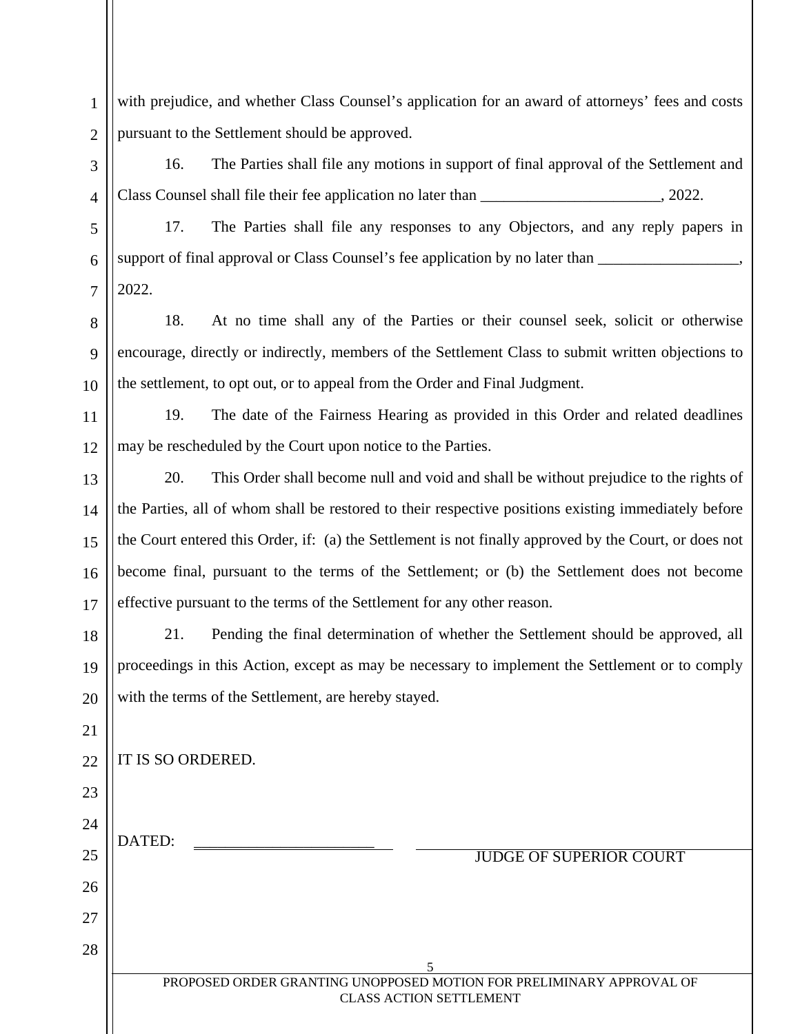with prejudice, and whether Class Counsel's application for an award of attorneys' fees and costs pursuant to the Settlement should be approved.

16. The Parties shall file any motions in support of final approval of the Settlement and Class Counsel shall file their fee application no later than _______________________, 2022.

17. The Parties shall file any responses to any Objectors, and any reply papers in support of final approval or Class Counsel's fee application by no later than __________________, 2022.

18. At no time shall any of the Parties or their counsel seek, solicit or otherwise encourage, directly or indirectly, members of the Settlement Class to submit written objections to the settlement, to opt out, or to appeal from the Order and Final Judgment.

19. The date of the Fairness Hearing as provided in this Order and related deadlines may be rescheduled by the Court upon notice to the Parties.

20. This Order shall become null and void and shall be without prejudice to the rights of the Parties, all of whom shall be restored to their respective positions existing immediately before the Court entered this Order, if: (a) the Settlement is not finally approved by the Court, or does not become final, pursuant to the terms of the Settlement; or (b) the Settlement does not become effective pursuant to the terms of the Settlement for any other reason.

21. Pending the final determination of whether the Settlement should be approved, all proceedings in this Action, except as may be necessary to implement the Settlement or to comply with the terms of the Settlement, are hereby stayed.

IT IS SO ORDERED.

DATED: _______________________

_______________________
JUDGE OF SUPERIOR COURT

PROPOSED ORDER GRANTING UNOPPOSED MOTION FOR PRELIMINARY APPROVAL OF CLASS ACTION SETTLEMENT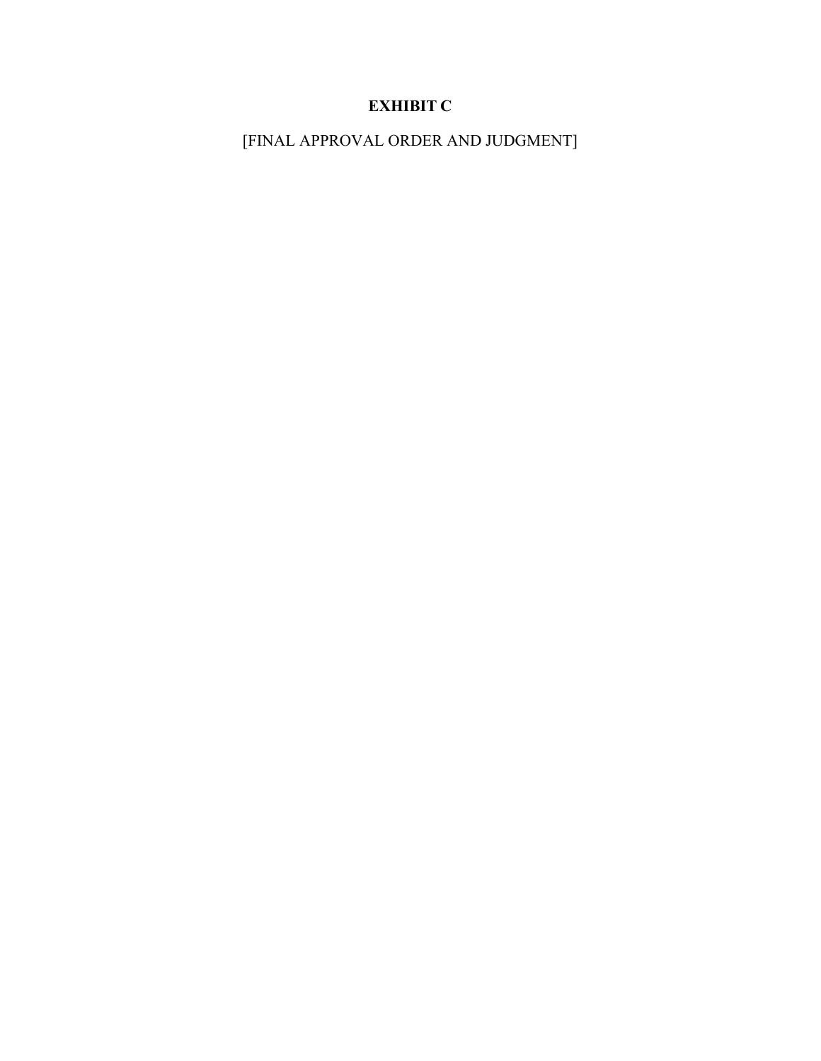# EXHIBIT C

[FINAL APPROVAL ORDER AND JUDGMENT]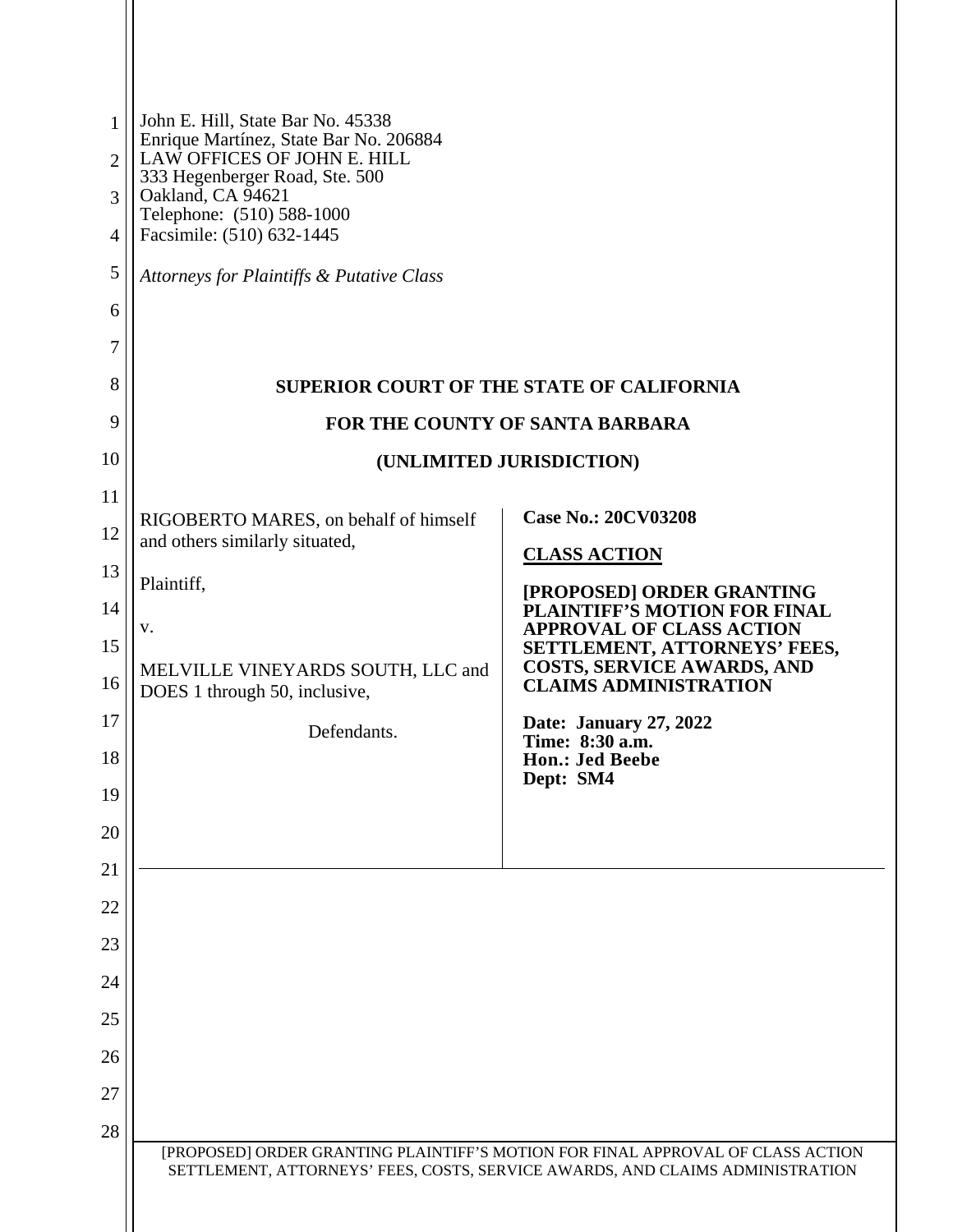John E. Hill, State Bar No. 45338
Enrique Martínez, State Bar No. 206884
LAW OFFICES OF JOHN E. HILL
333 Hegenberger Road, Ste. 500
Oakland, CA 94621
Telephone: (510) 588-1000
Facsimile: (510) 632-1445

*Attorneys for Plaintiffs & Putative Class*

**SUPERIOR COURT OF THE STATE OF CALIFORNIA**

**FOR THE COUNTY OF SANTA BARBARA**

**(UNLIMITED JURISDICTION)**

RIGOBERTO MARES, on behalf of himself and others similarly situated,

Plaintiff,

v.

MELVILLE VINEYARDS SOUTH, LLC and DOES 1 through 50, inclusive,

Defendants.

**Case No.: 20CV03208**

**CLASS ACTION**

**[PROPOSED] ORDER GRANTING PLAINTIFF'S MOTION FOR FINAL APPROVAL OF CLASS ACTION SETTLEMENT, ATTORNEYS' FEES, COSTS, SERVICE AWARDS, AND CLAIMS ADMINISTRATION**

**Date: January 27, 2022**
**Time: 8:30 a.m.**
**Hon.: Jed Beebe**
**Dept: SM4**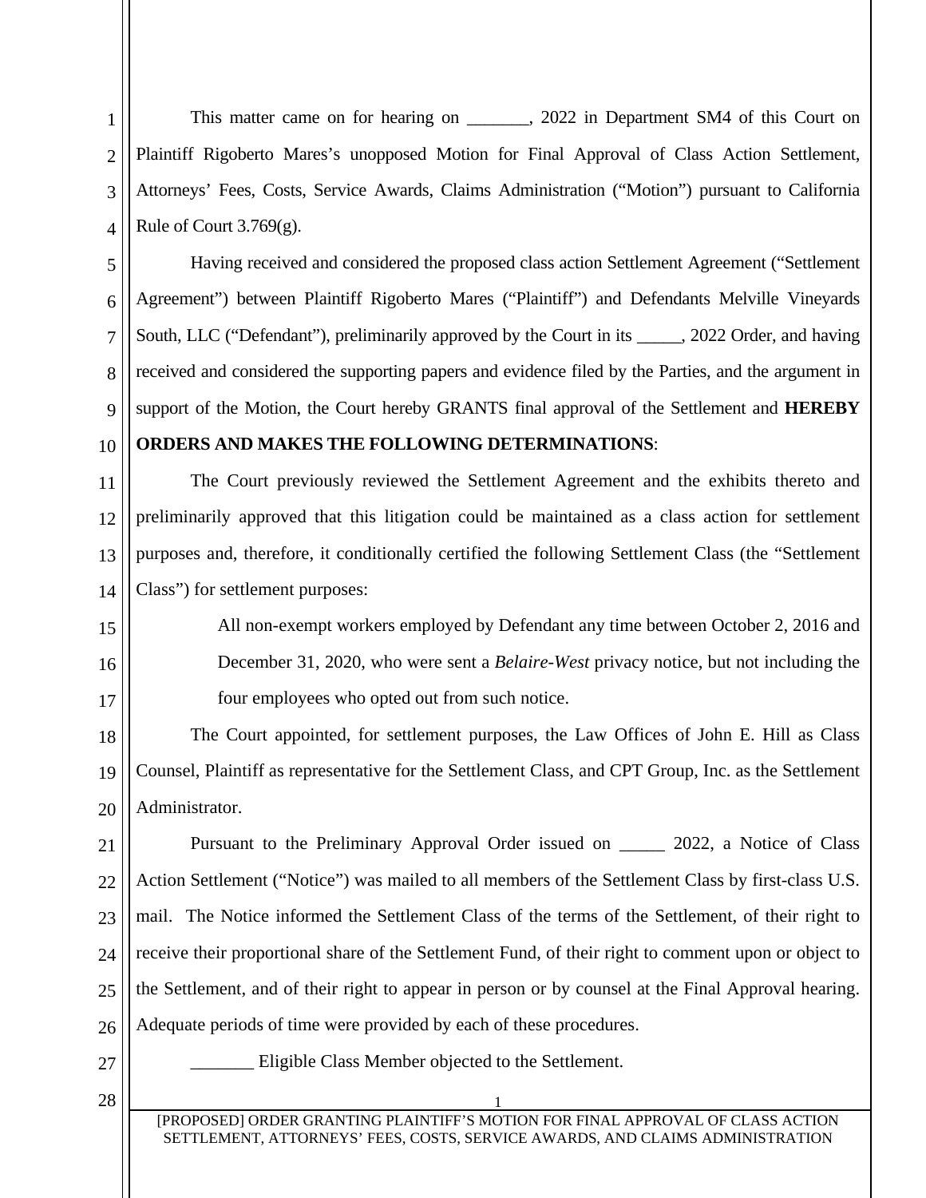This matter came on for hearing on _______, 2022 in Department SM4 of this Court on Plaintiff Rigoberto Mares's unopposed Motion for Final Approval of Class Action Settlement, Attorneys' Fees, Costs, Service Awards, Claims Administration ("Motion") pursuant to California Rule of Court 3.769(g).

Having received and considered the proposed class action Settlement Agreement ("Settlement Agreement") between Plaintiff Rigoberto Mares ("Plaintiff") and Defendants Melville Vineyards South, LLC ("Defendant"), preliminarily approved by the Court in its _____, 2022 Order, and having received and considered the supporting papers and evidence filed by the Parties, and the argument in support of the Motion, the Court hereby GRANTS final approval of the Settlement and **HEREBY ORDERS AND MAKES THE FOLLOWING DETERMINATIONS**:

The Court previously reviewed the Settlement Agreement and the exhibits thereto and preliminarily approved that this litigation could be maintained as a class action for settlement purposes and, therefore, it conditionally certified the following Settlement Class (the "Settlement Class") for settlement purposes:

> All non-exempt workers employed by Defendant any time between October 2, 2016 and December 31, 2020, who were sent a *Belaire-West* privacy notice, but not including the four employees who opted out from such notice.

The Court appointed, for settlement purposes, the Law Offices of John E. Hill as Class Counsel, Plaintiff as representative for the Settlement Class, and CPT Group, Inc. as the Settlement Administrator.

Pursuant to the Preliminary Approval Order issued on _____ 2022, a Notice of Class Action Settlement ("Notice") was mailed to all members of the Settlement Class by first-class U.S. mail. The Notice informed the Settlement Class of the terms of the Settlement, of their right to receive their proportional share of the Settlement Fund, of their right to comment upon or object to the Settlement, and of their right to appear in person or by counsel at the Final Approval hearing. Adequate periods of time were provided by each of these procedures.

_______ Eligible Class Member objected to the Settlement.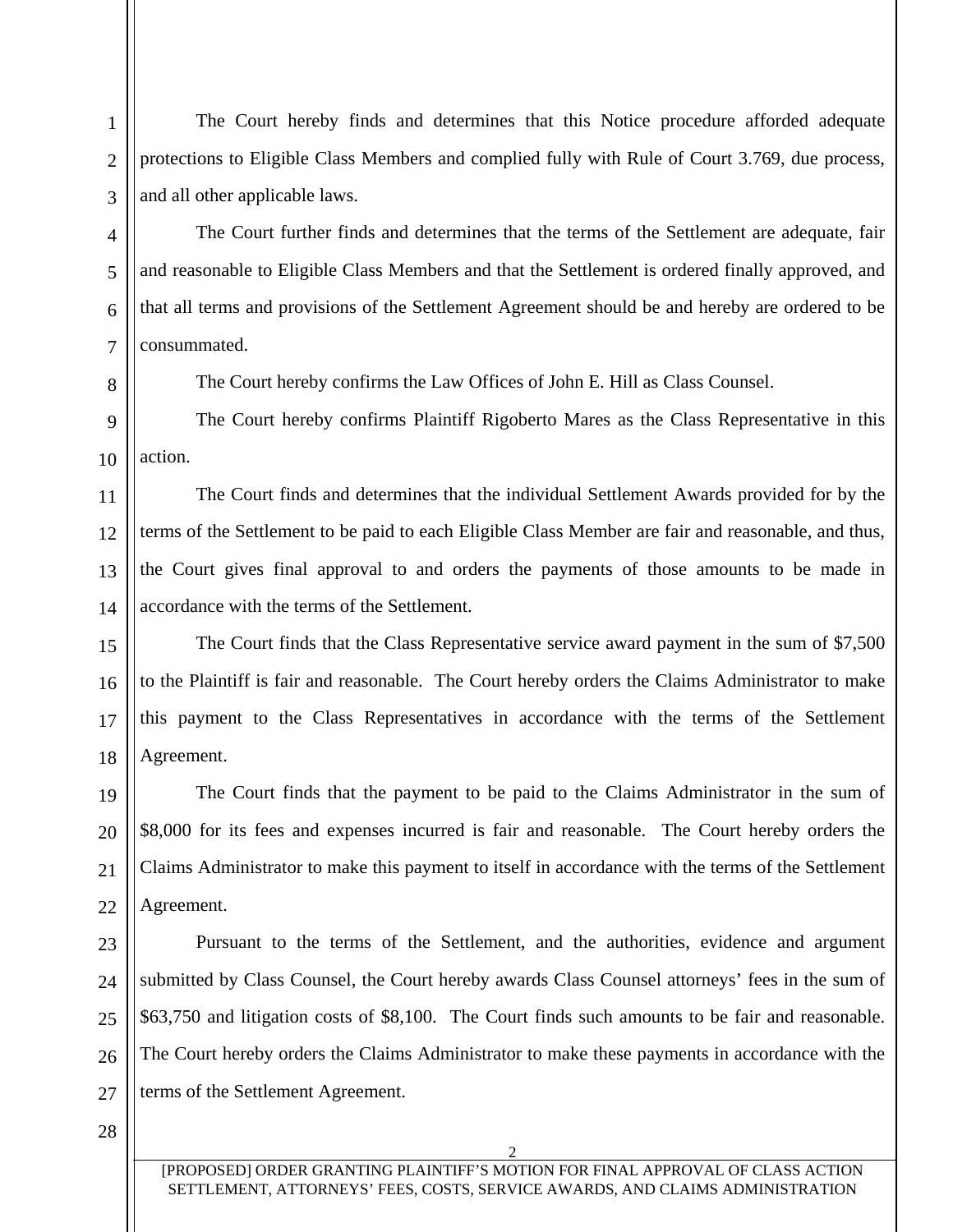The Court hereby finds and determines that this Notice procedure afforded adequate protections to Eligible Class Members and complied fully with Rule of Court 3.769, due process, and all other applicable laws.

The Court further finds and determines that the terms of the Settlement are adequate, fair and reasonable to Eligible Class Members and that the Settlement is ordered finally approved, and that all terms and provisions of the Settlement Agreement should be and hereby are ordered to be consummated.

The Court hereby confirms the Law Offices of John E. Hill as Class Counsel.

The Court hereby confirms Plaintiff Rigoberto Mares as the Class Representative in this action.

The Court finds and determines that the individual Settlement Awards provided for by the terms of the Settlement to be paid to each Eligible Class Member are fair and reasonable, and thus, the Court gives final approval to and orders the payments of those amounts to be made in accordance with the terms of the Settlement.

The Court finds that the Class Representative service award payment in the sum of $7,500 to the Plaintiff is fair and reasonable. The Court hereby orders the Claims Administrator to make this payment to the Class Representatives in accordance with the terms of the Settlement Agreement.

The Court finds that the payment to be paid to the Claims Administrator in the sum of $8,000 for its fees and expenses incurred is fair and reasonable. The Court hereby orders the Claims Administrator to make this payment to itself in accordance with the terms of the Settlement Agreement.

Pursuant to the terms of the Settlement, and the authorities, evidence and argument submitted by Class Counsel, the Court hereby awards Class Counsel attorneys' fees in the sum of $63,750 and litigation costs of $8,100. The Court finds such amounts to be fair and reasonable. The Court hereby orders the Claims Administrator to make these payments in accordance with the terms of the Settlement Agreement.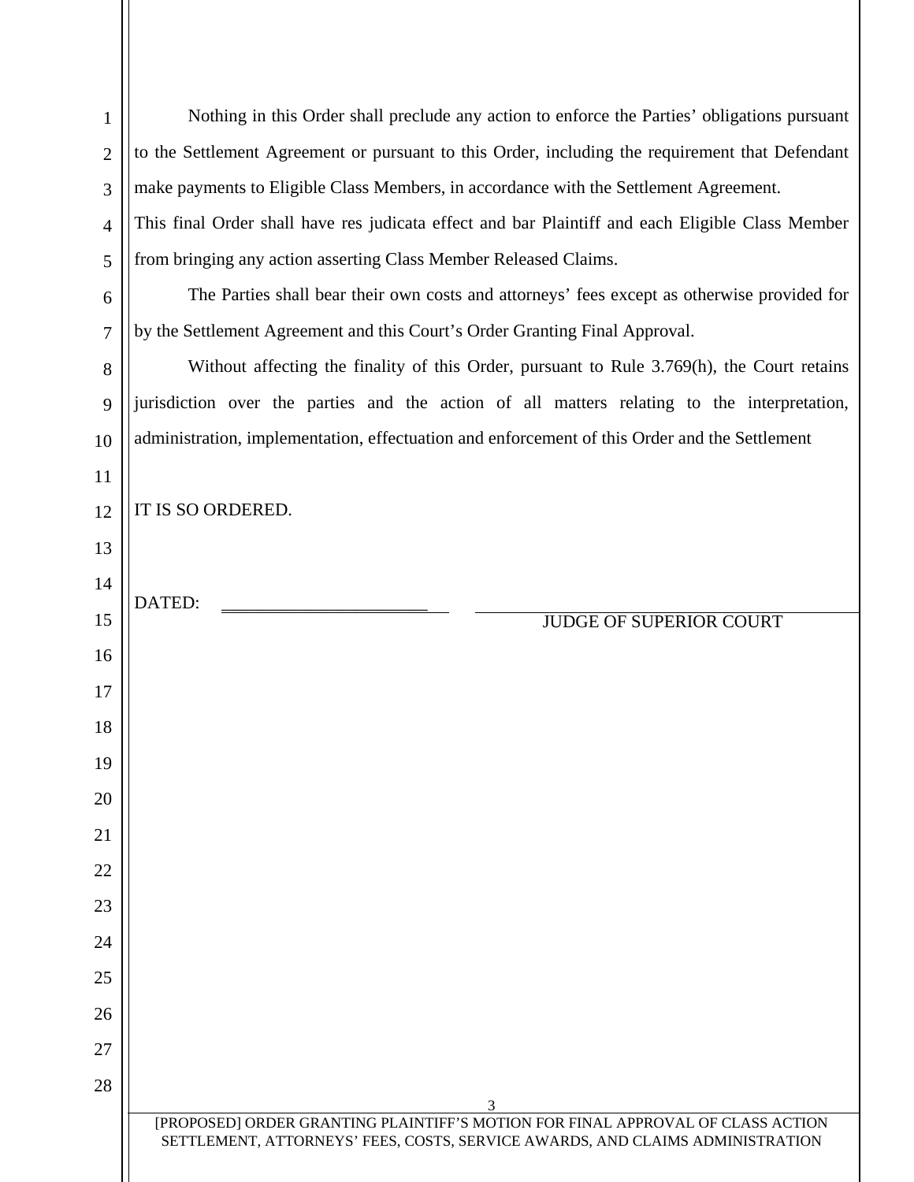Nothing in this Order shall preclude any action to enforce the Parties' obligations pursuant to the Settlement Agreement or pursuant to this Order, including the requirement that Defendant make payments to Eligible Class Members, in accordance with the Settlement Agreement.

This final Order shall have res judicata effect and bar Plaintiff and each Eligible Class Member from bringing any action asserting Class Member Released Claims.

The Parties shall bear their own costs and attorneys' fees except as otherwise provided for by the Settlement Agreement and this Court's Order Granting Final Approval.

Without affecting the finality of this Order, pursuant to Rule 3.769(h), the Court retains jurisdiction over the parties and the action of all matters relating to the interpretation, administration, implementation, effectuation and enforcement of this Order and the Settlement

IT IS SO ORDERED.

DATED: ______________________

______________________
JUDGE OF SUPERIOR COURT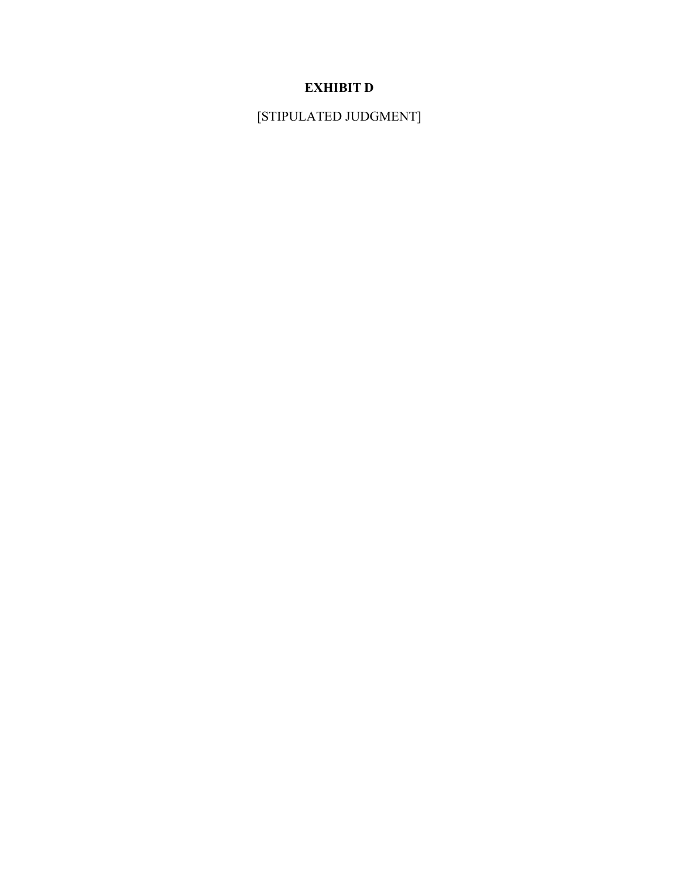# EXHIBIT D

[STIPULATED JUDGMENT]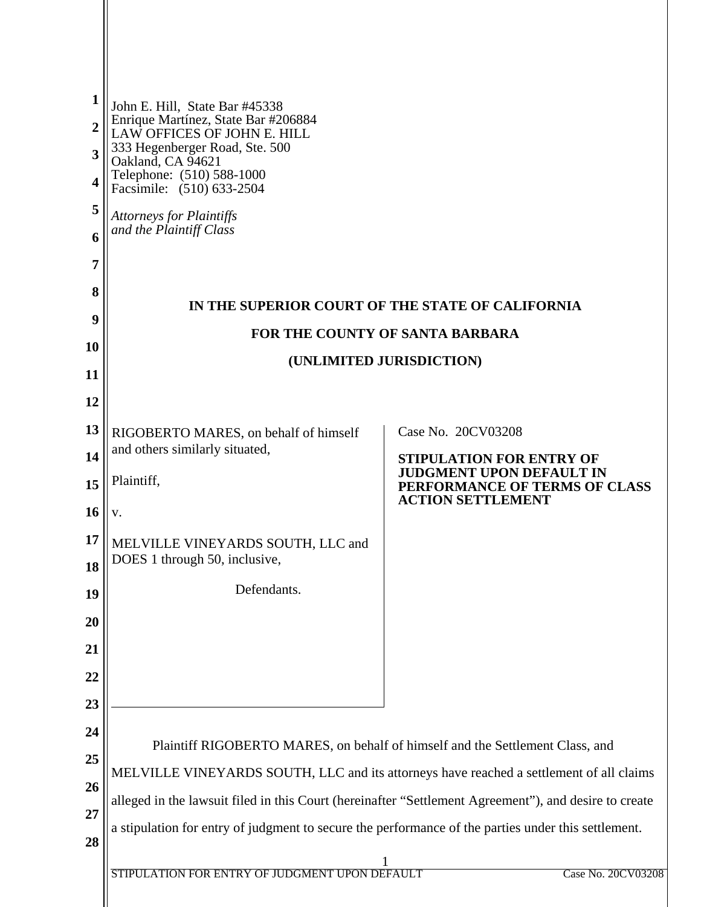John E. Hill, State Bar #45338
Enrique Martínez, State Bar #206884
LAW OFFICES OF JOHN E. HILL
333 Hegenberger Road, Ste. 500
Oakland, CA 94621
Telephone: (510) 588-1000
Facsimile: (510) 633-2504

*Attorneys for Plaintiffs*
*and the Plaintiff Class*

**IN THE SUPERIOR COURT OF THE STATE OF CALIFORNIA**

**FOR THE COUNTY OF SANTA BARBARA**

**(UNLIMITED JURISDICTION)**

RIGOBERTO MARES, on behalf of himself and others similarly situated,

Plaintiff,

v.

MELVILLE VINEYARDS SOUTH, LLC and DOES 1 through 50, inclusive,

Defendants.

Case No. 20CV03208

**STIPULATION FOR ENTRY OF JUDGMENT UPON DEFAULT IN PERFORMANCE OF TERMS OF CLASS ACTION SETTLEMENT**

Plaintiff RIGOBERTO MARES, on behalf of himself and the Settlement Class, and MELVILLE VINEYARDS SOUTH, LLC and its attorneys have reached a settlement of all claims alleged in the lawsuit filed in this Court (hereinafter "Settlement Agreement"), and desire to create a stipulation for entry of judgment to secure the performance of the parties under this settlement.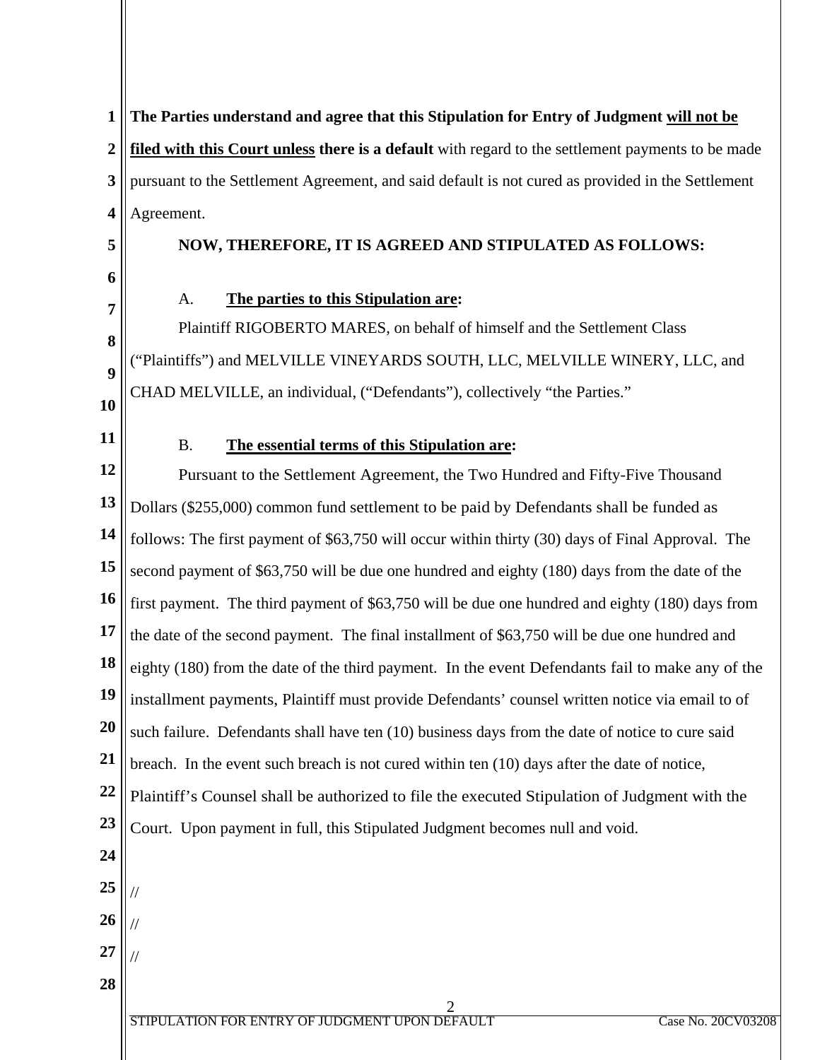**The Parties understand and agree that this Stipulation for Entry of Judgment <u>will not be filed with this Court unless</u> there is a default** with regard to the settlement payments to be made pursuant to the Settlement Agreement, and said default is not cured as provided in the Settlement Agreement.

**NOW, THEREFORE, IT IS AGREED AND STIPULATED AS FOLLOWS:**

A. **<u>The parties to this Stipulation are</u>:**

Plaintiff RIGOBERTO MARES, on behalf of himself and the Settlement Class ("Plaintiffs") and MELVILLE VINEYARDS SOUTH, LLC, MELVILLE WINERY, LLC, and CHAD MELVILLE, an individual, ("Defendants"), collectively "the Parties."

B. **<u>The essential terms of this Stipulation are</u>:**

Pursuant to the Settlement Agreement, the Two Hundred and Fifty-Five Thousand Dollars ($255,000) common fund settlement to be paid by Defendants shall be funded as follows: The first payment of $63,750 will occur within thirty (30) days of Final Approval. The second payment of $63,750 will be due one hundred and eighty (180) days from the date of the first payment. The third payment of $63,750 will be due one hundred and eighty (180) days from the date of the second payment. The final installment of $63,750 will be due one hundred and eighty (180) from the date of the third payment. In the event Defendants fail to make any of the installment payments, Plaintiff must provide Defendants' counsel written notice via email to of such failure. Defendants shall have ten (10) business days from the date of notice to cure said breach. In the event such breach is not cured within ten (10) days after the date of notice, Plaintiff's Counsel shall be authorized to file the executed Stipulation of Judgment with the Court. Upon payment in full, this Stipulated Judgment becomes null and void.

//

//

//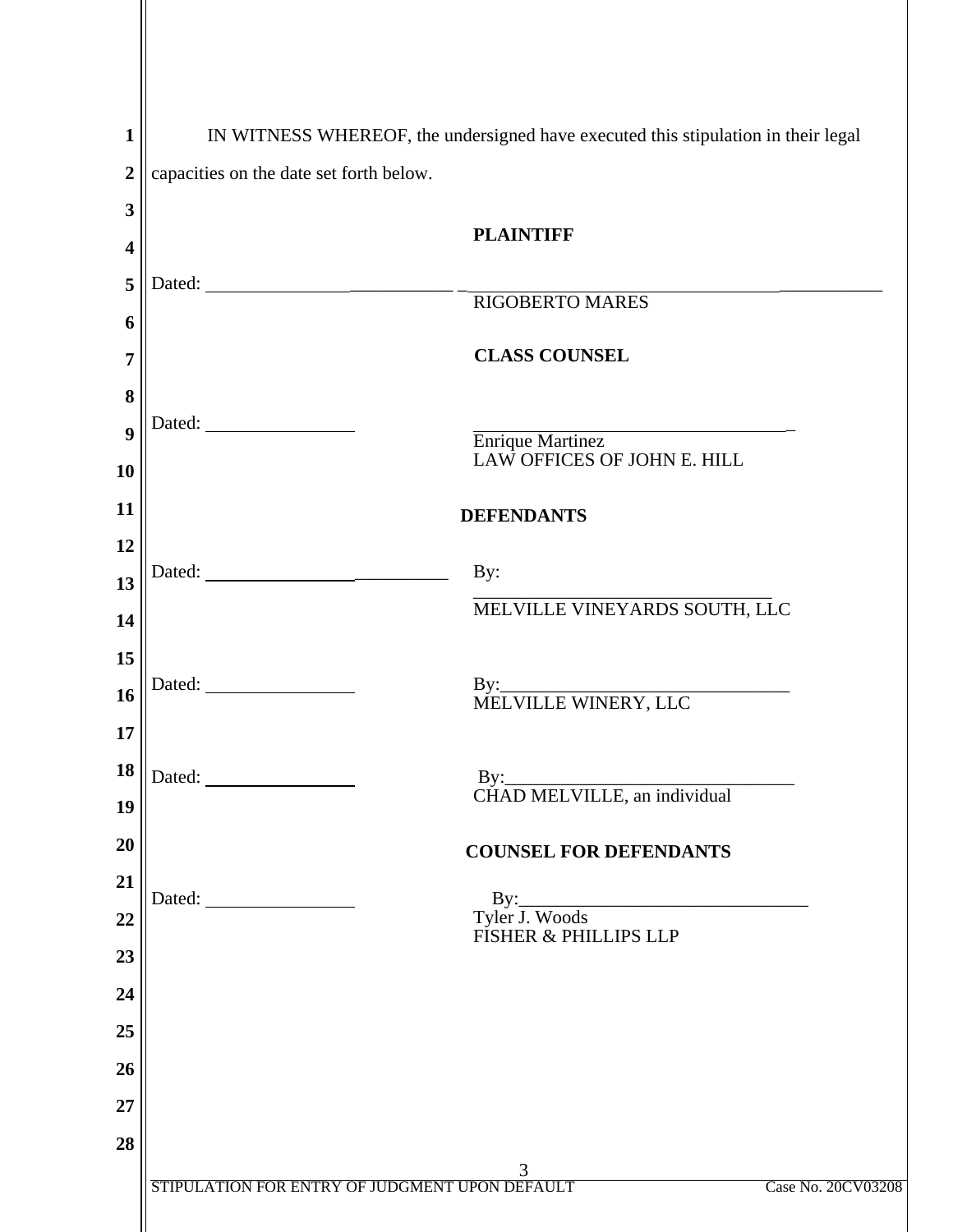IN WITNESS WHEREOF, the undersigned have executed this stipulation in their legal capacities on the date set forth below.

**PLAINTIFF**

Dated: ____________________ ______________________________________

RIGOBERTO MARES

**CLASS COUNSEL**

Dated: ____________________ ______________________________________

Enrique Martinez
LAW OFFICES OF JOHN E. HILL

**DEFENDANTS**

Dated: ____________________ By: ______________________________________

MELVILLE VINEYARDS SOUTH, LLC

Dated: ____________________ By: ______________________________________

MELVILLE WINERY, LLC

Dated: ____________________ By: ______________________________________

CHAD MELVILLE, an individual

**COUNSEL FOR DEFENDANTS**

Dated: ____________________ By: ______________________________________

Tyler J. Woods
FISHER & PHILLIPS LLP